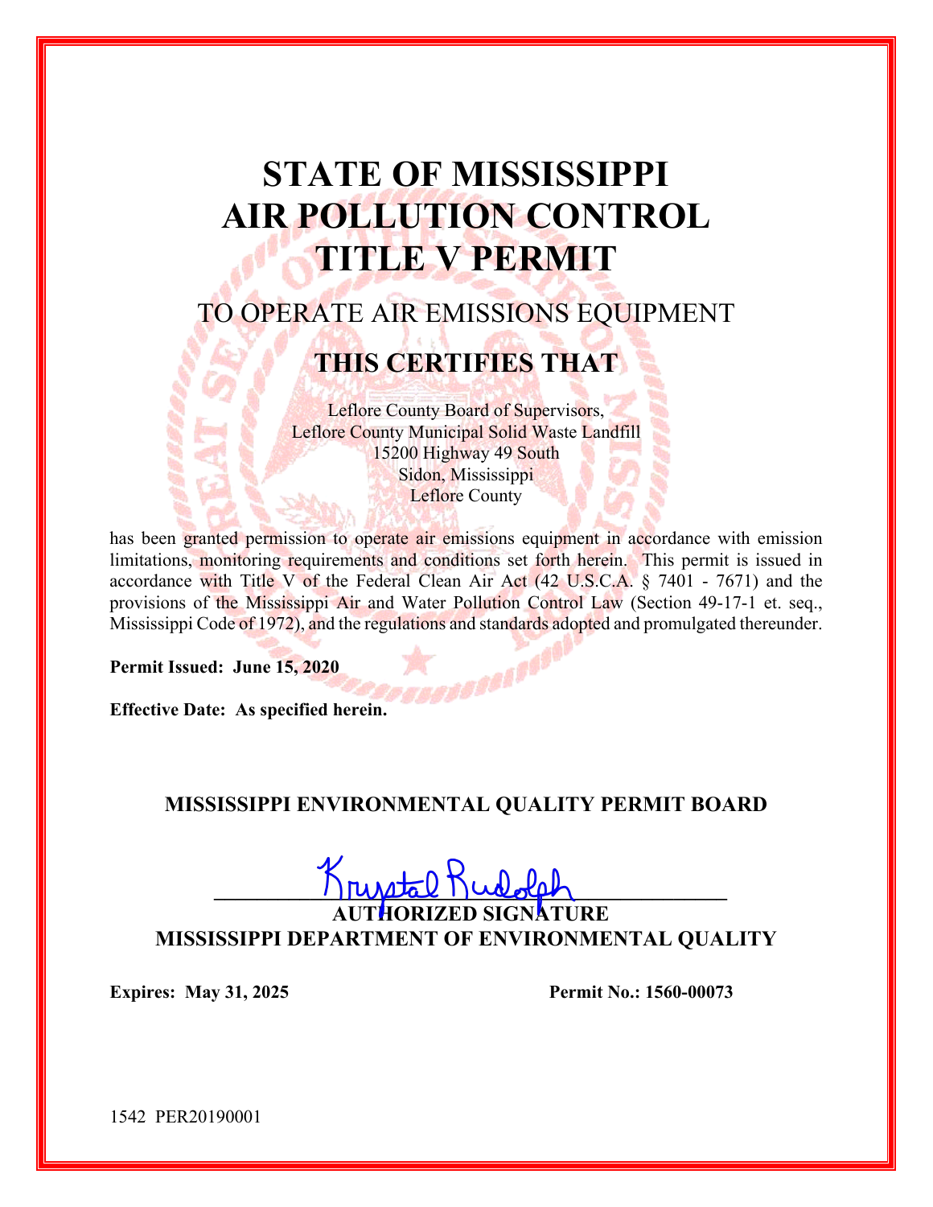# STATE OF MISSISSIPPI
# AIR POLLUTION CONTROL
# TITLE V PERMIT

## TO OPERATE AIR EMISSIONS EQUIPMENT

## THIS CERTIFIES THAT

Leflore County Board of Supervisors,
Leflore County Municipal Solid Waste Landfill
15200 Highway 49 South
Sidon, Mississippi
Leflore County

has been granted permission to operate air emissions equipment in accordance with emission limitations, monitoring requirements and conditions set forth herein. This permit is issued in accordance with Title V of the Federal Clean Air Act (42 U.S.C.A. § 7401 - 7671) and the provisions of the Mississippi Air and Water Pollution Control Law (Section 49-17-1 et. seq., Mississippi Code of 1972), and the regulations and standards adopted and promulgated thereunder.

**Permit Issued: June 15, 2020**

**Effective Date: As specified herein.**

**MISSISSIPPI ENVIRONMENTAL QUALITY PERMIT BOARD**

Krystal Rudolph

**AUTHORIZED SIGNATURE**
**MISSISSIPPI DEPARTMENT OF ENVIRONMENTAL QUALITY**

**Expires: May 31, 2025** **Permit No.: 1560-00073**

1542 PER20190001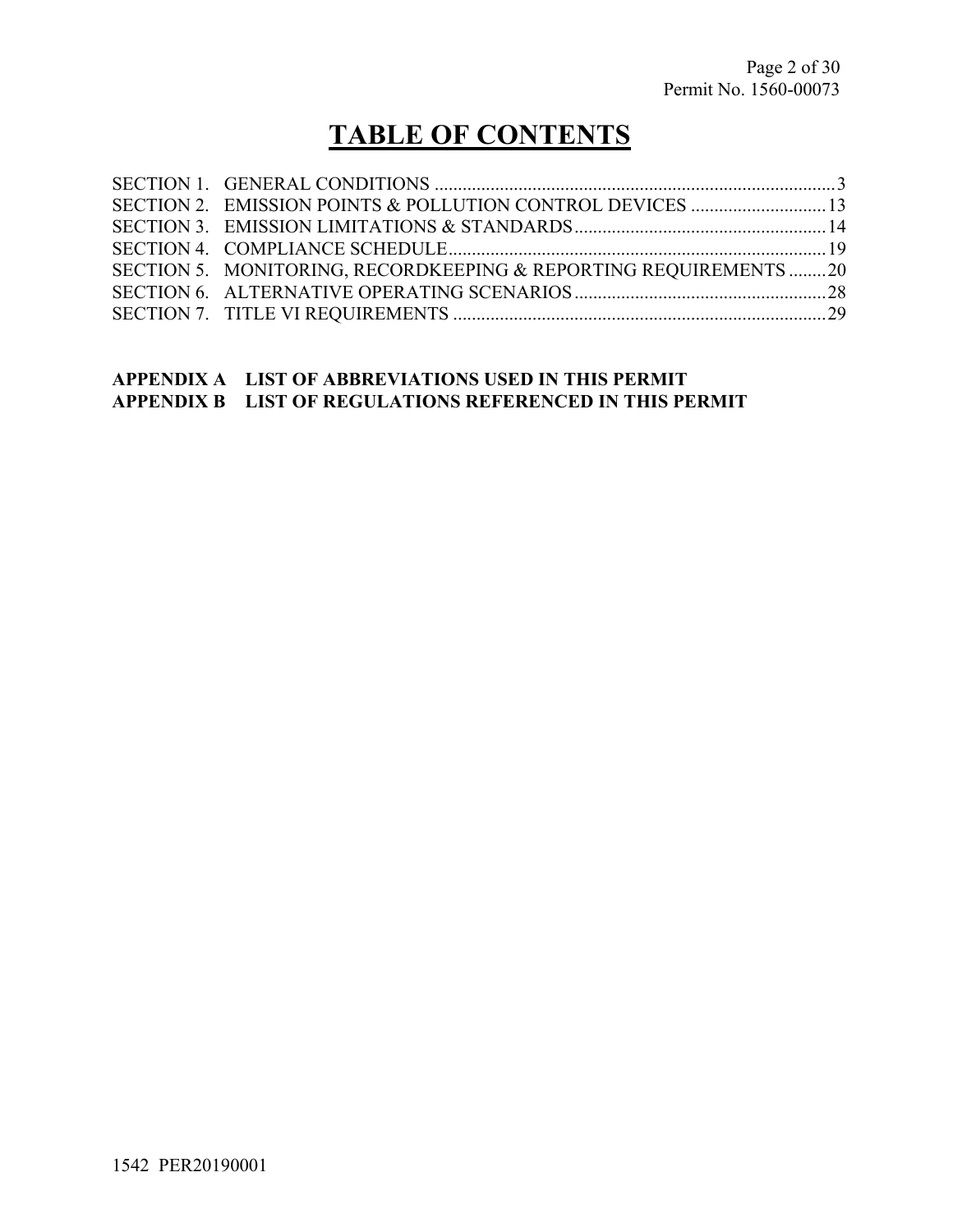# TABLE OF CONTENTS

| | | |
|---|---|---|
| SECTION 1. | GENERAL CONDITIONS | 3 |
| SECTION 2. | EMISSION POINTS & POLLUTION CONTROL DEVICES | 13 |
| SECTION 3. | EMISSION LIMITATIONS & STANDARDS | 14 |
| SECTION 4. | COMPLIANCE SCHEDULE | 19 |
| SECTION 5. | MONITORING, RECORDKEEPING & REPORTING REQUIREMENTS | 20 |
| SECTION 6. | ALTERNATIVE OPERATING SCENARIOS | 28 |
| SECTION 7. | TITLE VI REQUIREMENTS | 29 |

**APPENDIX A LIST OF ABBREVIATIONS USED IN THIS PERMIT**
**APPENDIX B LIST OF REGULATIONS REFERENCED IN THIS PERMIT**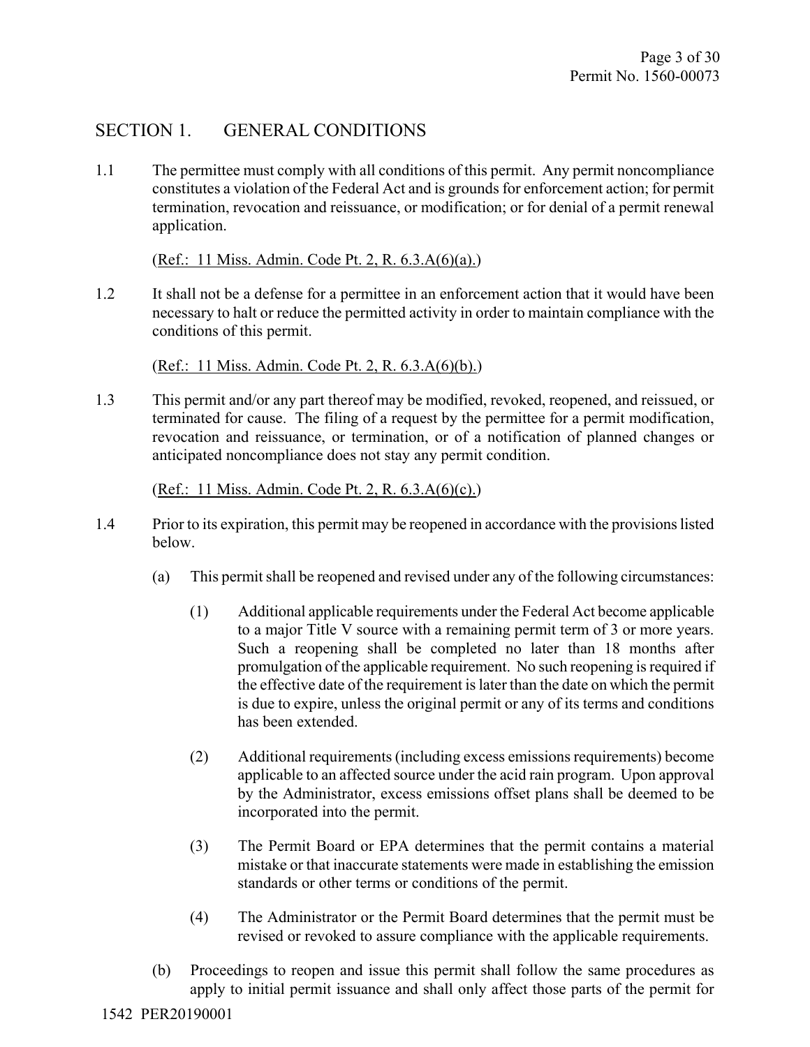## SECTION 1. GENERAL CONDITIONS

1.1 The permittee must comply with all conditions of this permit. Any permit noncompliance constitutes a violation of the Federal Act and is grounds for enforcement action; for permit termination, revocation and reissuance, or modification; or for denial of a permit renewal application.

(Ref.: 11 Miss. Admin. Code Pt. 2, R. 6.3.A(6)(a).)

1.2 It shall not be a defense for a permittee in an enforcement action that it would have been necessary to halt or reduce the permitted activity in order to maintain compliance with the conditions of this permit.

(Ref.: 11 Miss. Admin. Code Pt. 2, R. 6.3.A(6)(b).)

1.3 This permit and/or any part thereof may be modified, revoked, reopened, and reissued, or terminated for cause. The filing of a request by the permittee for a permit modification, revocation and reissuance, or termination, or of a notification of planned changes or anticipated noncompliance does not stay any permit condition.

(Ref.: 11 Miss. Admin. Code Pt. 2, R. 6.3.A(6)(c).)

1.4 Prior to its expiration, this permit may be reopened in accordance with the provisions listed below.

(a) This permit shall be reopened and revised under any of the following circumstances:

(1) Additional applicable requirements under the Federal Act become applicable to a major Title V source with a remaining permit term of 3 or more years. Such a reopening shall be completed no later than 18 months after promulgation of the applicable requirement. No such reopening is required if the effective date of the requirement is later than the date on which the permit is due to expire, unless the original permit or any of its terms and conditions has been extended.

(2) Additional requirements (including excess emissions requirements) become applicable to an affected source under the acid rain program. Upon approval by the Administrator, excess emissions offset plans shall be deemed to be incorporated into the permit.

(3) The Permit Board or EPA determines that the permit contains a material mistake or that inaccurate statements were made in establishing the emission standards or other terms or conditions of the permit.

(4) The Administrator or the Permit Board determines that the permit must be revised or revoked to assure compliance with the applicable requirements.

(b) Proceedings to reopen and issue this permit shall follow the same procedures as apply to initial permit issuance and shall only affect those parts of the permit for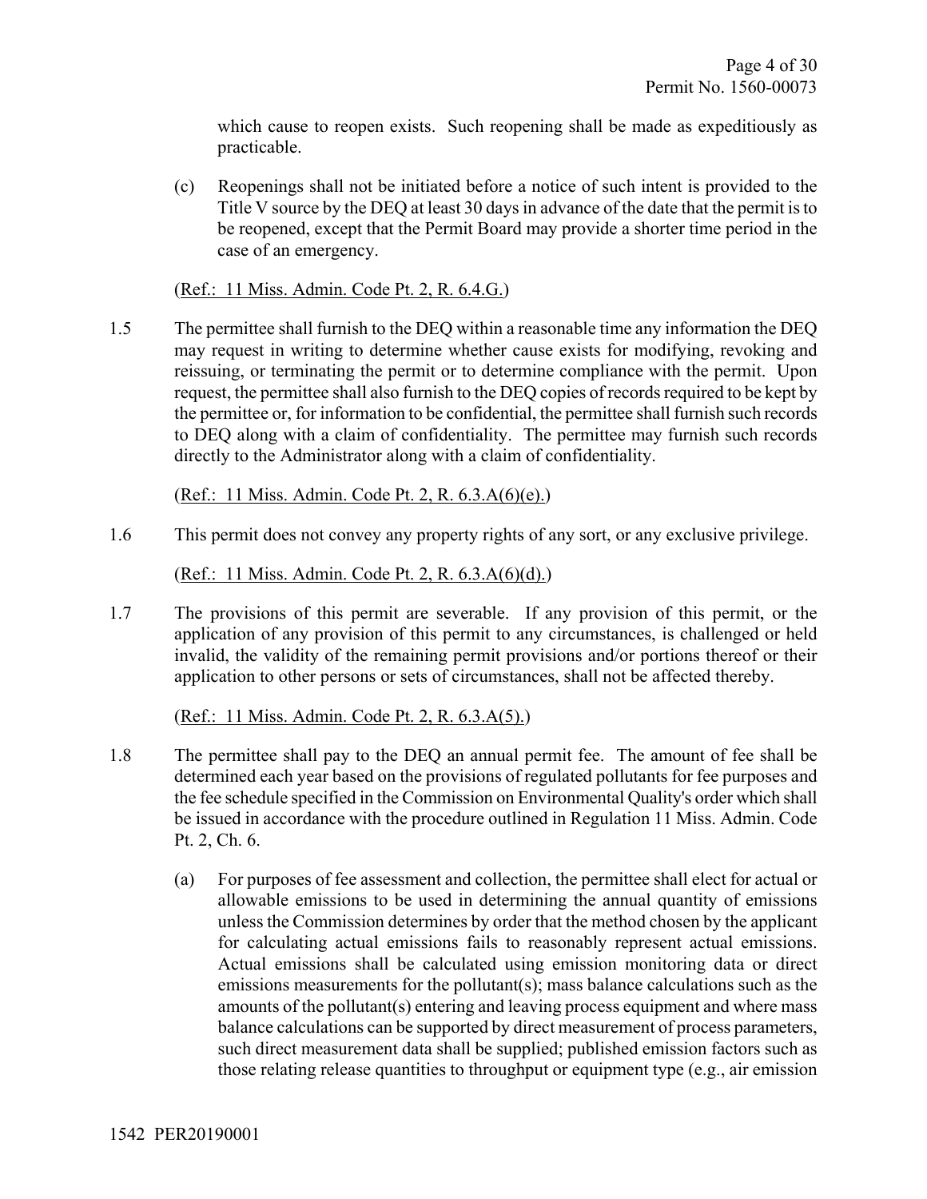which cause to reopen exists. Such reopening shall be made as expeditiously as practicable.

(c) Reopenings shall not be initiated before a notice of such intent is provided to the Title V source by the DEQ at least 30 days in advance of the date that the permit is to be reopened, except that the Permit Board may provide a shorter time period in the case of an emergency.

(Ref.: 11 Miss. Admin. Code Pt. 2, R. 6.4.G.)

1.5 The permittee shall furnish to the DEQ within a reasonable time any information the DEQ may request in writing to determine whether cause exists for modifying, revoking and reissuing, or terminating the permit or to determine compliance with the permit. Upon request, the permittee shall also furnish to the DEQ copies of records required to be kept by the permittee or, for information to be confidential, the permittee shall furnish such records to DEQ along with a claim of confidentiality. The permittee may furnish such records directly to the Administrator along with a claim of confidentiality.

(Ref.: 11 Miss. Admin. Code Pt. 2, R. 6.3.A(6)(e).)

1.6 This permit does not convey any property rights of any sort, or any exclusive privilege.

(Ref.: 11 Miss. Admin. Code Pt. 2, R. 6.3.A(6)(d).)

1.7 The provisions of this permit are severable. If any provision of this permit, or the application of any provision of this permit to any circumstances, is challenged or held invalid, the validity of the remaining permit provisions and/or portions thereof or their application to other persons or sets of circumstances, shall not be affected thereby.

(Ref.: 11 Miss. Admin. Code Pt. 2, R. 6.3.A(5).)

1.8 The permittee shall pay to the DEQ an annual permit fee. The amount of fee shall be determined each year based on the provisions of regulated pollutants for fee purposes and the fee schedule specified in the Commission on Environmental Quality's order which shall be issued in accordance with the procedure outlined in Regulation 11 Miss. Admin. Code Pt. 2, Ch. 6.

(a) For purposes of fee assessment and collection, the permittee shall elect for actual or allowable emissions to be used in determining the annual quantity of emissions unless the Commission determines by order that the method chosen by the applicant for calculating actual emissions fails to reasonably represent actual emissions. Actual emissions shall be calculated using emission monitoring data or direct emissions measurements for the pollutant(s); mass balance calculations such as the amounts of the pollutant(s) entering and leaving process equipment and where mass balance calculations can be supported by direct measurement of process parameters, such direct measurement data shall be supplied; published emission factors such as those relating release quantities to throughput or equipment type (e.g., air emission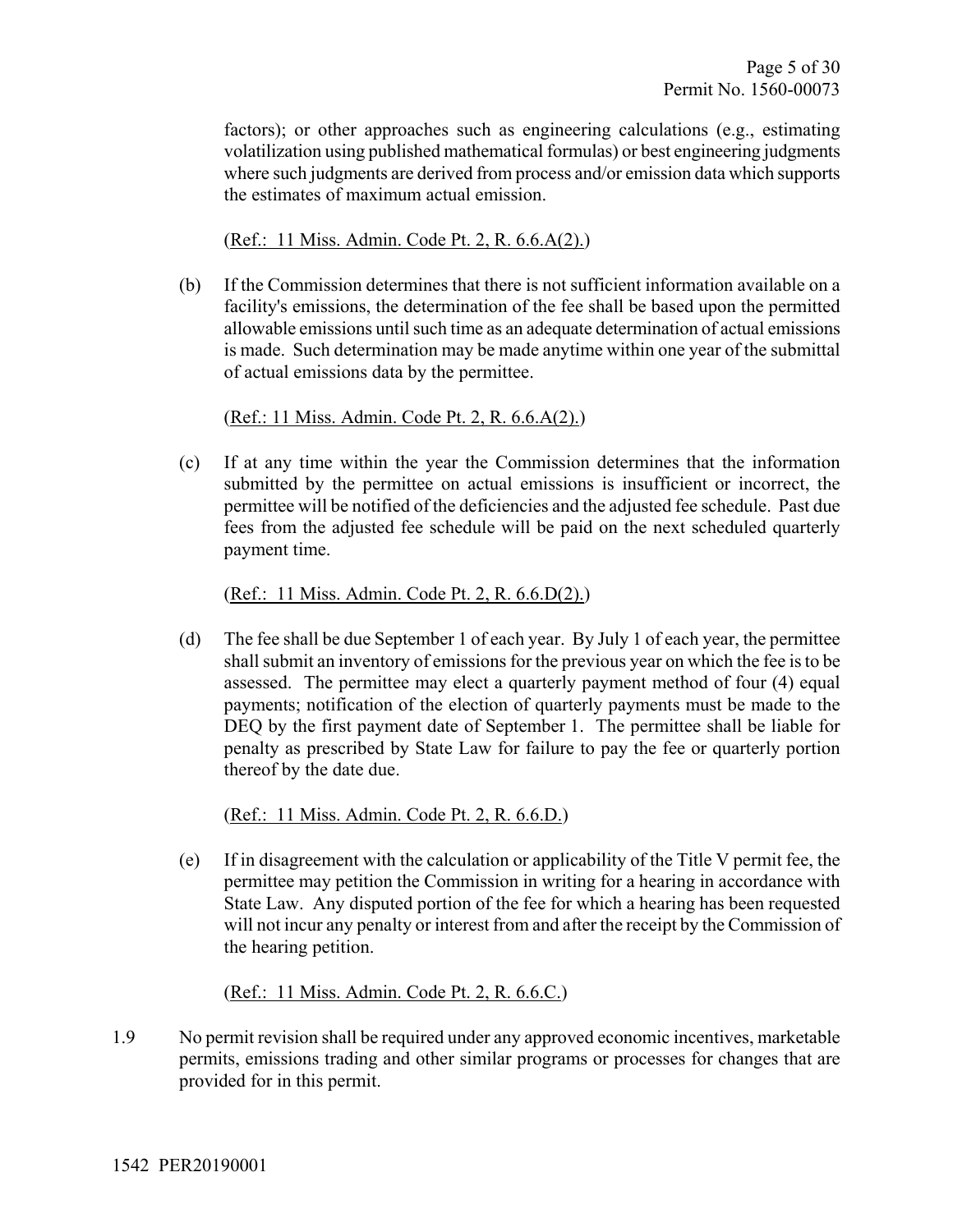factors); or other approaches such as engineering calculations (e.g., estimating volatilization using published mathematical formulas) or best engineering judgments where such judgments are derived from process and/or emission data which supports the estimates of maximum actual emission.

(Ref.: 11 Miss. Admin. Code Pt. 2, R. 6.6.A(2).)

(b) If the Commission determines that there is not sufficient information available on a facility's emissions, the determination of the fee shall be based upon the permitted allowable emissions until such time as an adequate determination of actual emissions is made. Such determination may be made anytime within one year of the submittal of actual emissions data by the permittee.

(Ref.: 11 Miss. Admin. Code Pt. 2, R. 6.6.A(2).)

(c) If at any time within the year the Commission determines that the information submitted by the permittee on actual emissions is insufficient or incorrect, the permittee will be notified of the deficiencies and the adjusted fee schedule. Past due fees from the adjusted fee schedule will be paid on the next scheduled quarterly payment time.

(Ref.: 11 Miss. Admin. Code Pt. 2, R. 6.6.D(2).)

(d) The fee shall be due September 1 of each year. By July 1 of each year, the permittee shall submit an inventory of emissions for the previous year on which the fee is to be assessed. The permittee may elect a quarterly payment method of four (4) equal payments; notification of the election of quarterly payments must be made to the DEQ by the first payment date of September 1. The permittee shall be liable for penalty as prescribed by State Law for failure to pay the fee or quarterly portion thereof by the date due.

(Ref.: 11 Miss. Admin. Code Pt. 2, R. 6.6.D.)

(e) If in disagreement with the calculation or applicability of the Title V permit fee, the permittee may petition the Commission in writing for a hearing in accordance with State Law. Any disputed portion of the fee for which a hearing has been requested will not incur any penalty or interest from and after the receipt by the Commission of the hearing petition.

(Ref.: 11 Miss. Admin. Code Pt. 2, R. 6.6.C.)

1.9 No permit revision shall be required under any approved economic incentives, marketable permits, emissions trading and other similar programs or processes for changes that are provided for in this permit.

1542 PER20190001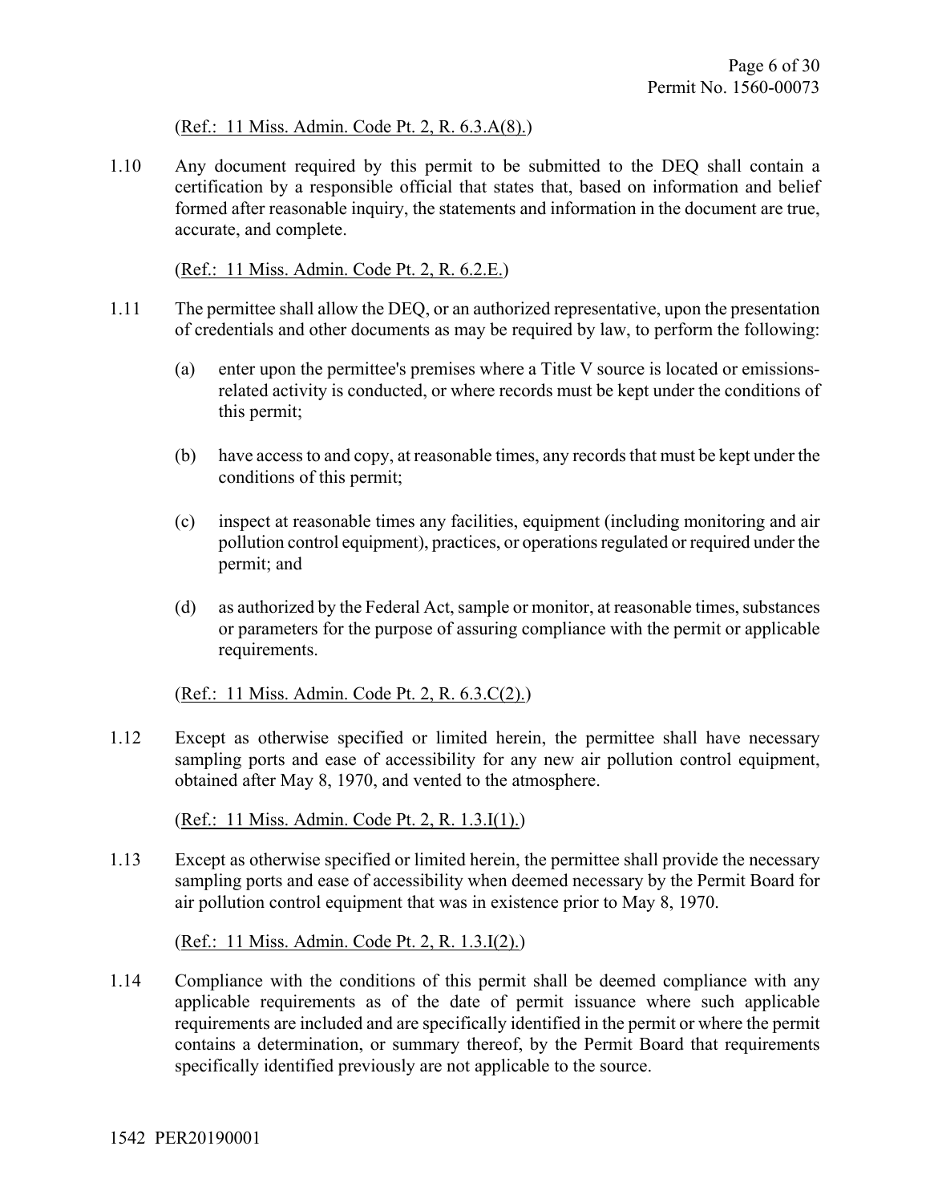(Ref.: 11 Miss. Admin. Code Pt. 2, R. 6.3.A(8).)

1.10 Any document required by this permit to be submitted to the DEQ shall contain a certification by a responsible official that states that, based on information and belief formed after reasonable inquiry, the statements and information in the document are true, accurate, and complete.

(Ref.: 11 Miss. Admin. Code Pt. 2, R. 6.2.E.)

1.11 The permittee shall allow the DEQ, or an authorized representative, upon the presentation of credentials and other documents as may be required by law, to perform the following:

(a) enter upon the permittee's premises where a Title V source is located or emissions-related activity is conducted, or where records must be kept under the conditions of this permit;

(b) have access to and copy, at reasonable times, any records that must be kept under the conditions of this permit;

(c) inspect at reasonable times any facilities, equipment (including monitoring and air pollution control equipment), practices, or operations regulated or required under the permit; and

(d) as authorized by the Federal Act, sample or monitor, at reasonable times, substances or parameters for the purpose of assuring compliance with the permit or applicable requirements.

(Ref.: 11 Miss. Admin. Code Pt. 2, R. 6.3.C(2).)

1.12 Except as otherwise specified or limited herein, the permittee shall have necessary sampling ports and ease of accessibility for any new air pollution control equipment, obtained after May 8, 1970, and vented to the atmosphere.

(Ref.: 11 Miss. Admin. Code Pt. 2, R. 1.3.I(1).)

1.13 Except as otherwise specified or limited herein, the permittee shall provide the necessary sampling ports and ease of accessibility when deemed necessary by the Permit Board for air pollution control equipment that was in existence prior to May 8, 1970.

(Ref.: 11 Miss. Admin. Code Pt. 2, R. 1.3.I(2).)

1.14 Compliance with the conditions of this permit shall be deemed compliance with any applicable requirements as of the date of permit issuance where such applicable requirements are included and are specifically identified in the permit or where the permit contains a determination, or summary thereof, by the Permit Board that requirements specifically identified previously are not applicable to the source.

1542 PER20190001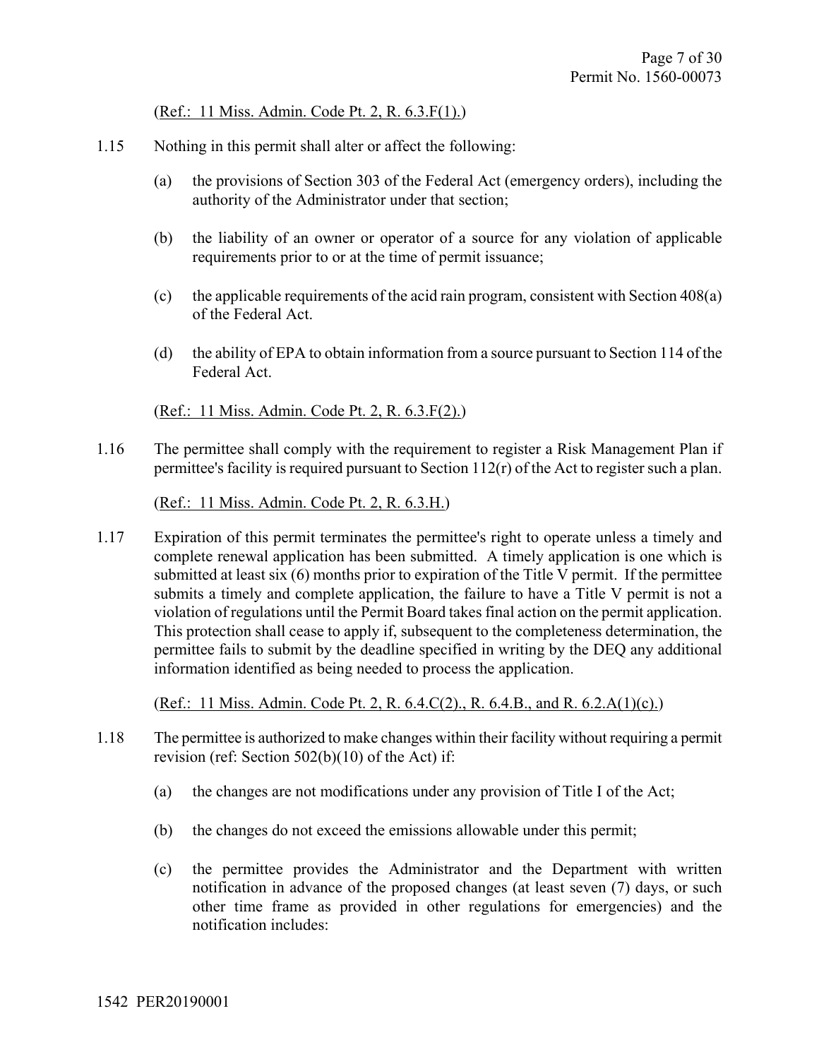(Ref.: 11 Miss. Admin. Code Pt. 2, R. 6.3.F(1).)

1.15 Nothing in this permit shall alter or affect the following:

(a) the provisions of Section 303 of the Federal Act (emergency orders), including the authority of the Administrator under that section;

(b) the liability of an owner or operator of a source for any violation of applicable requirements prior to or at the time of permit issuance;

(c) the applicable requirements of the acid rain program, consistent with Section 408(a) of the Federal Act.

(d) the ability of EPA to obtain information from a source pursuant to Section 114 of the Federal Act.

(Ref.: 11 Miss. Admin. Code Pt. 2, R. 6.3.F(2).)

1.16 The permittee shall comply with the requirement to register a Risk Management Plan if permittee's facility is required pursuant to Section 112(r) of the Act to register such a plan.

(Ref.: 11 Miss. Admin. Code Pt. 2, R. 6.3.H.)

1.17 Expiration of this permit terminates the permittee's right to operate unless a timely and complete renewal application has been submitted. A timely application is one which is submitted at least six (6) months prior to expiration of the Title V permit. If the permittee submits a timely and complete application, the failure to have a Title V permit is not a violation of regulations until the Permit Board takes final action on the permit application. This protection shall cease to apply if, subsequent to the completeness determination, the permittee fails to submit by the deadline specified in writing by the DEQ any additional information identified as being needed to process the application.

(Ref.: 11 Miss. Admin. Code Pt. 2, R. 6.4.C(2)., R. 6.4.B., and R. 6.2.A(1)(c).)

1.18 The permittee is authorized to make changes within their facility without requiring a permit revision (ref: Section 502(b)(10) of the Act) if:

(a) the changes are not modifications under any provision of Title I of the Act;

(b) the changes do not exceed the emissions allowable under this permit;

(c) the permittee provides the Administrator and the Department with written notification in advance of the proposed changes (at least seven (7) days, or such other time frame as provided in other regulations for emergencies) and the notification includes: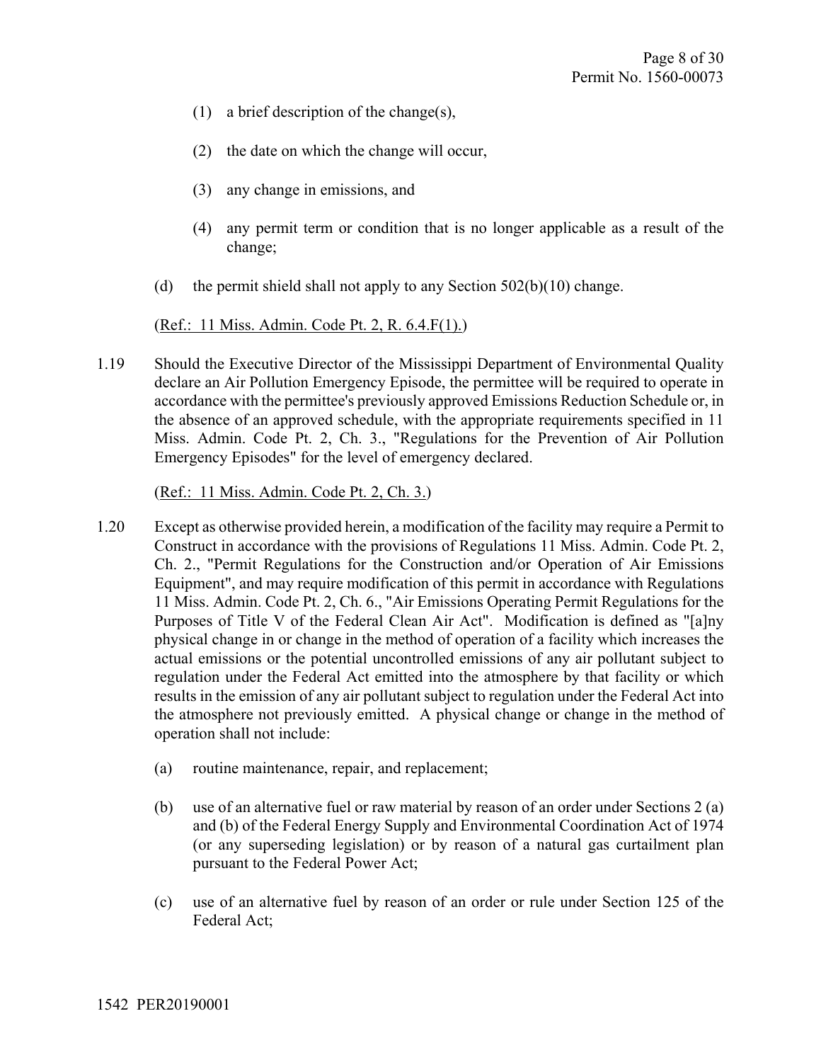(1) a brief description of the change(s),

(2) the date on which the change will occur,

(3) any change in emissions, and

(4) any permit term or condition that is no longer applicable as a result of the change;

(d) the permit shield shall not apply to any Section 502(b)(10) change.

(Ref.: 11 Miss. Admin. Code Pt. 2, R. 6.4.F(1).)

1.19 Should the Executive Director of the Mississippi Department of Environmental Quality declare an Air Pollution Emergency Episode, the permittee will be required to operate in accordance with the permittee's previously approved Emissions Reduction Schedule or, in the absence of an approved schedule, with the appropriate requirements specified in 11 Miss. Admin. Code Pt. 2, Ch. 3., "Regulations for the Prevention of Air Pollution Emergency Episodes" for the level of emergency declared.

(Ref.: 11 Miss. Admin. Code Pt. 2, Ch. 3.)

1.20 Except as otherwise provided herein, a modification of the facility may require a Permit to Construct in accordance with the provisions of Regulations 11 Miss. Admin. Code Pt. 2, Ch. 2., "Permit Regulations for the Construction and/or Operation of Air Emissions Equipment", and may require modification of this permit in accordance with Regulations 11 Miss. Admin. Code Pt. 2, Ch. 6., "Air Emissions Operating Permit Regulations for the Purposes of Title V of the Federal Clean Air Act". Modification is defined as "[a]ny physical change in or change in the method of operation of a facility which increases the actual emissions or the potential uncontrolled emissions of any air pollutant subject to regulation under the Federal Act emitted into the atmosphere by that facility or which results in the emission of any air pollutant subject to regulation under the Federal Act into the atmosphere not previously emitted. A physical change or change in the method of operation shall not include:

(a) routine maintenance, repair, and replacement;

(b) use of an alternative fuel or raw material by reason of an order under Sections 2 (a) and (b) of the Federal Energy Supply and Environmental Coordination Act of 1974 (or any superseding legislation) or by reason of a natural gas curtailment plan pursuant to the Federal Power Act;

(c) use of an alternative fuel by reason of an order or rule under Section 125 of the Federal Act;

1542 PER20190001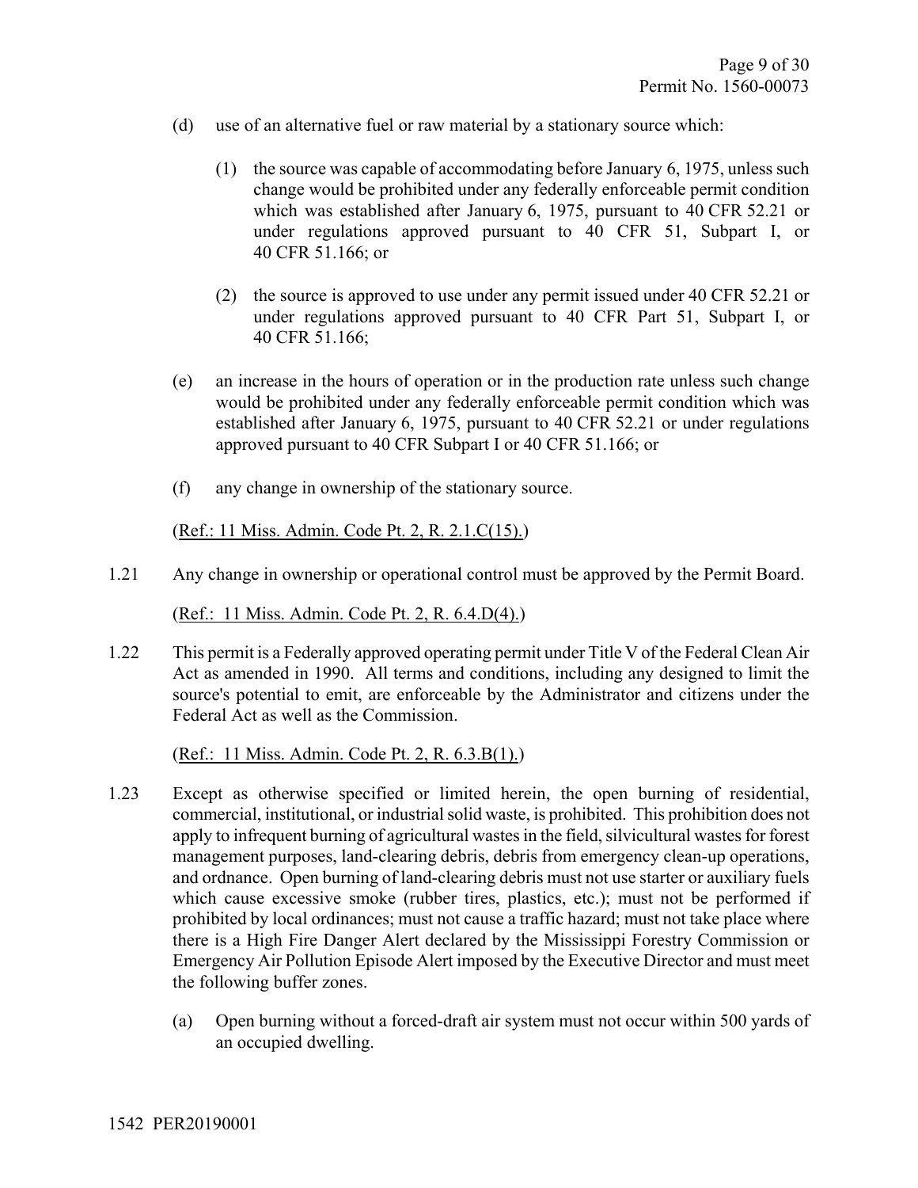(d) use of an alternative fuel or raw material by a stationary source which:

   (1) the source was capable of accommodating before January 6, 1975, unless such change would be prohibited under any federally enforceable permit condition which was established after January 6, 1975, pursuant to 40 CFR 52.21 or under regulations approved pursuant to 40 CFR 51, Subpart I, or 40 CFR 51.166; or

   (2) the source is approved to use under any permit issued under 40 CFR 52.21 or under regulations approved pursuant to 40 CFR Part 51, Subpart I, or 40 CFR 51.166;

(e) an increase in the hours of operation or in the production rate unless such change would be prohibited under any federally enforceable permit condition which was established after January 6, 1975, pursuant to 40 CFR 52.21 or under regulations approved pursuant to 40 CFR Subpart I or 40 CFR 51.166; or

(f) any change in ownership of the stationary source.

(Ref.: 11 Miss. Admin. Code Pt. 2, R. 2.1.C(15).)

1.21 Any change in ownership or operational control must be approved by the Permit Board.

(Ref.: 11 Miss. Admin. Code Pt. 2, R. 6.4.D(4).)

1.22 This permit is a Federally approved operating permit under Title V of the Federal Clean Air Act as amended in 1990. All terms and conditions, including any designed to limit the source's potential to emit, are enforceable by the Administrator and citizens under the Federal Act as well as the Commission.

(Ref.: 11 Miss. Admin. Code Pt. 2, R. 6.3.B(1).)

1.23 Except as otherwise specified or limited herein, the open burning of residential, commercial, institutional, or industrial solid waste, is prohibited. This prohibition does not apply to infrequent burning of agricultural wastes in the field, silvicultural wastes for forest management purposes, land-clearing debris, debris from emergency clean-up operations, and ordnance. Open burning of land-clearing debris must not use starter or auxiliary fuels which cause excessive smoke (rubber tires, plastics, etc.); must not be performed if prohibited by local ordinances; must not cause a traffic hazard; must not take place where there is a High Fire Danger Alert declared by the Mississippi Forestry Commission or Emergency Air Pollution Episode Alert imposed by the Executive Director and must meet the following buffer zones.

(a) Open burning without a forced-draft air system must not occur within 500 yards of an occupied dwelling.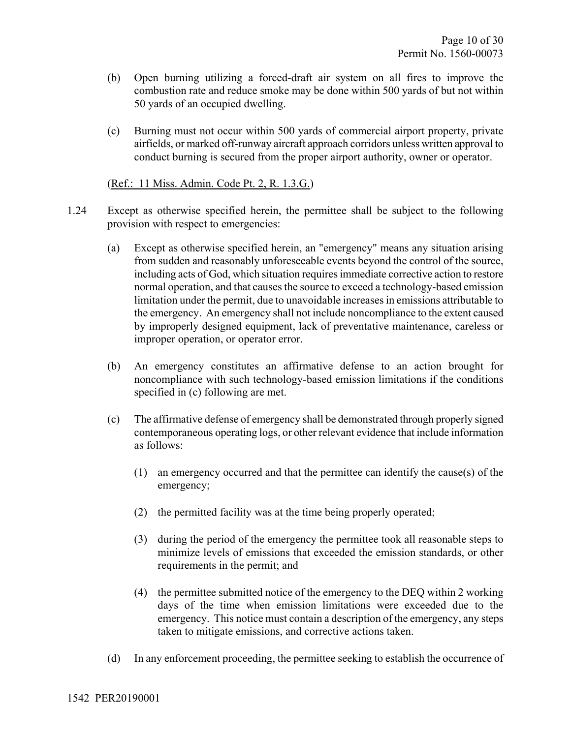(b) Open burning utilizing a forced-draft air system on all fires to improve the combustion rate and reduce smoke may be done within 500 yards of but not within 50 yards of an occupied dwelling.

(c) Burning must not occur within 500 yards of commercial airport property, private airfields, or marked off-runway aircraft approach corridors unless written approval to conduct burning is secured from the proper airport authority, owner or operator.

(Ref.: 11 Miss. Admin. Code Pt. 2, R. 1.3.G.)

1.24 Except as otherwise specified herein, the permittee shall be subject to the following provision with respect to emergencies:

(a) Except as otherwise specified herein, an "emergency" means any situation arising from sudden and reasonably unforeseeable events beyond the control of the source, including acts of God, which situation requires immediate corrective action to restore normal operation, and that causes the source to exceed a technology-based emission limitation under the permit, due to unavoidable increases in emissions attributable to the emergency. An emergency shall not include noncompliance to the extent caused by improperly designed equipment, lack of preventative maintenance, careless or improper operation, or operator error.

(b) An emergency constitutes an affirmative defense to an action brought for noncompliance with such technology-based emission limitations if the conditions specified in (c) following are met.

(c) The affirmative defense of emergency shall be demonstrated through properly signed contemporaneous operating logs, or other relevant evidence that include information as follows:

(1) an emergency occurred and that the permittee can identify the cause(s) of the emergency;

(2) the permitted facility was at the time being properly operated;

(3) during the period of the emergency the permittee took all reasonable steps to minimize levels of emissions that exceeded the emission standards, or other requirements in the permit; and

(4) the permittee submitted notice of the emergency to the DEQ within 2 working days of the time when emission limitations were exceeded due to the emergency. This notice must contain a description of the emergency, any steps taken to mitigate emissions, and corrective actions taken.

(d) In any enforcement proceeding, the permittee seeking to establish the occurrence of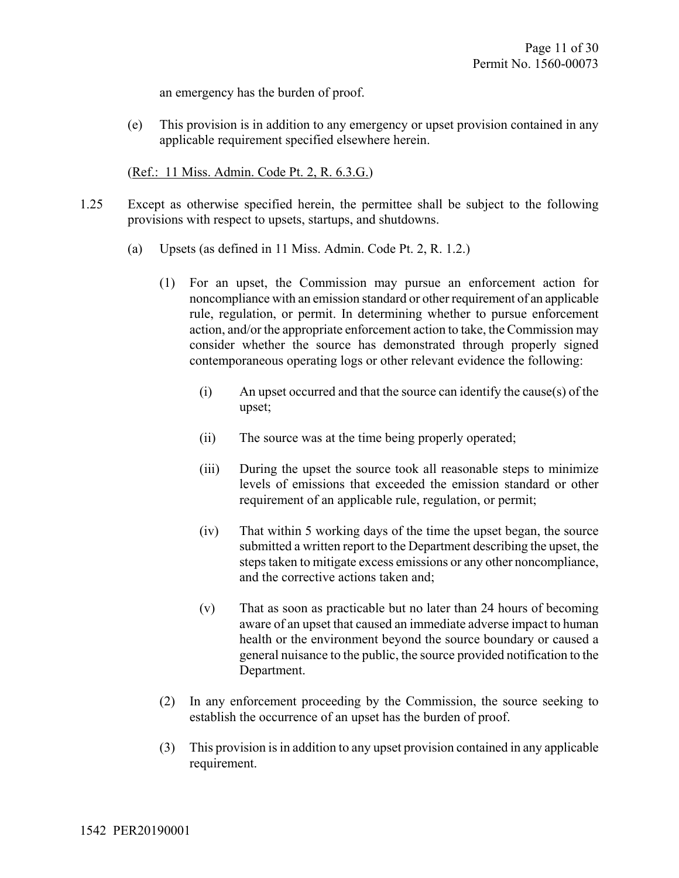an emergency has the burden of proof.

(e) This provision is in addition to any emergency or upset provision contained in any applicable requirement specified elsewhere herein.

(Ref.: 11 Miss. Admin. Code Pt. 2, R. 6.3.G.)

1.25 Except as otherwise specified herein, the permittee shall be subject to the following provisions with respect to upsets, startups, and shutdowns.

(a) Upsets (as defined in 11 Miss. Admin. Code Pt. 2, R. 1.2.)

(1) For an upset, the Commission may pursue an enforcement action for noncompliance with an emission standard or other requirement of an applicable rule, regulation, or permit. In determining whether to pursue enforcement action, and/or the appropriate enforcement action to take, the Commission may consider whether the source has demonstrated through properly signed contemporaneous operating logs or other relevant evidence the following:

(i) An upset occurred and that the source can identify the cause(s) of the upset;

(ii) The source was at the time being properly operated;

(iii) During the upset the source took all reasonable steps to minimize levels of emissions that exceeded the emission standard or other requirement of an applicable rule, regulation, or permit;

(iv) That within 5 working days of the time the upset began, the source submitted a written report to the Department describing the upset, the steps taken to mitigate excess emissions or any other noncompliance, and the corrective actions taken and;

(v) That as soon as practicable but no later than 24 hours of becoming aware of an upset that caused an immediate adverse impact to human health or the environment beyond the source boundary or caused a general nuisance to the public, the source provided notification to the Department.

(2) In any enforcement proceeding by the Commission, the source seeking to establish the occurrence of an upset has the burden of proof.

(3) This provision is in addition to any upset provision contained in any applicable requirement.

1542 PER20190001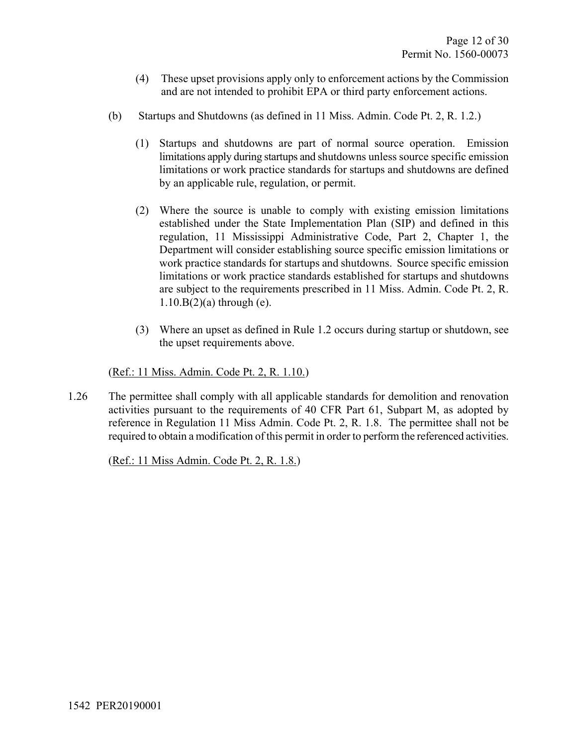(4) These upset provisions apply only to enforcement actions by the Commission and are not intended to prohibit EPA or third party enforcement actions.

(b) Startups and Shutdowns (as defined in 11 Miss. Admin. Code Pt. 2, R. 1.2.)

(1) Startups and shutdowns are part of normal source operation. Emission limitations apply during startups and shutdowns unless source specific emission limitations or work practice standards for startups and shutdowns are defined by an applicable rule, regulation, or permit.

(2) Where the source is unable to comply with existing emission limitations established under the State Implementation Plan (SIP) and defined in this regulation, 11 Mississippi Administrative Code, Part 2, Chapter 1, the Department will consider establishing source specific emission limitations or work practice standards for startups and shutdowns. Source specific emission limitations or work practice standards established for startups and shutdowns are subject to the requirements prescribed in 11 Miss. Admin. Code Pt. 2, R. 1.10.B(2)(a) through (e).

(3) Where an upset as defined in Rule 1.2 occurs during startup or shutdown, see the upset requirements above.

(Ref.: 11 Miss. Admin. Code Pt. 2, R. 1.10.)

1.26 The permittee shall comply with all applicable standards for demolition and renovation activities pursuant to the requirements of 40 CFR Part 61, Subpart M, as adopted by reference in Regulation 11 Miss Admin. Code Pt. 2, R. 1.8. The permittee shall not be required to obtain a modification of this permit in order to perform the referenced activities.

(Ref.: 11 Miss Admin. Code Pt. 2, R. 1.8.)

1542 PER20190001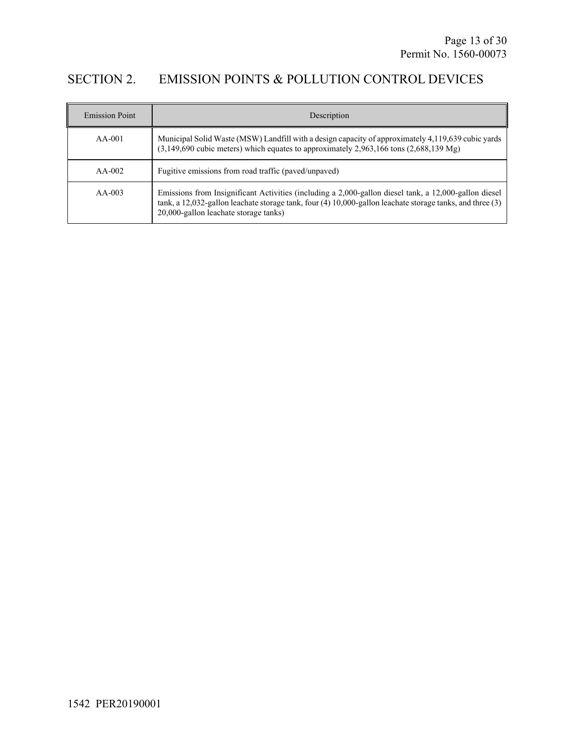## SECTION 2. EMISSION POINTS & POLLUTION CONTROL DEVICES

| Emission Point | Description |
|---|---|
| AA-001 | Municipal Solid Waste (MSW) Landfill with a design capacity of approximately 4,119,639 cubic yards (3,149,690 cubic meters) which equates to approximately 2,963,166 tons (2,688,139 Mg) |
| AA-002 | Fugitive emissions from road traffic (paved/unpaved) |
| AA-003 | Emissions from Insignificant Activities (including a 2,000-gallon diesel tank, a 12,000-gallon diesel tank, a 12,032-gallon leachate storage tank, four (4) 10,000-gallon leachate storage tanks, and three (3) 20,000-gallon leachate storage tanks) |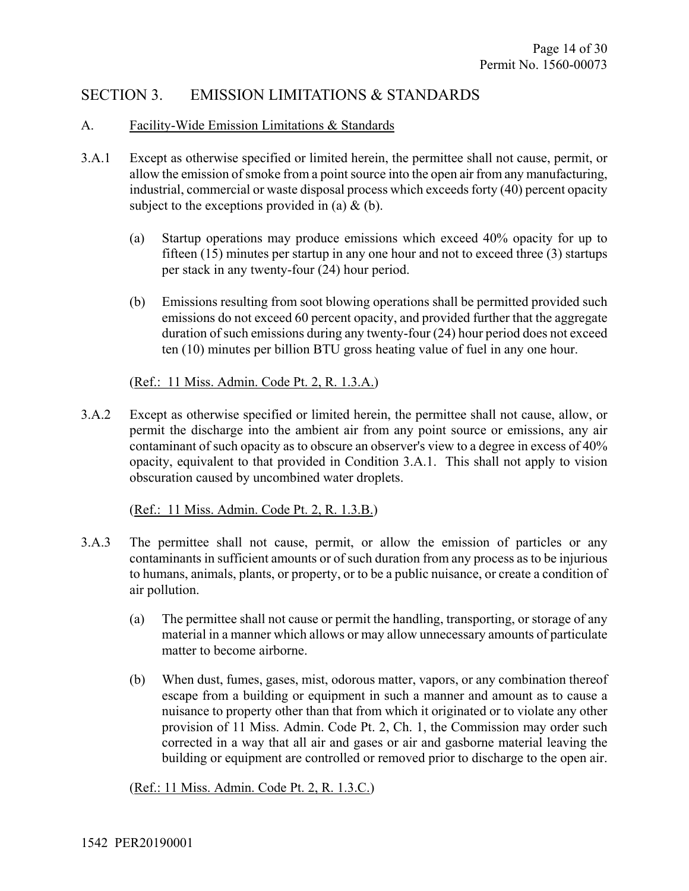## SECTION 3. EMISSION LIMITATIONS & STANDARDS

### A. Facility-Wide Emission Limitations & Standards

3.A.1 Except as otherwise specified or limited herein, the permittee shall not cause, permit, or allow the emission of smoke from a point source into the open air from any manufacturing, industrial, commercial or waste disposal process which exceeds forty (40) percent opacity subject to the exceptions provided in (a) & (b).

(a) Startup operations may produce emissions which exceed 40% opacity for up to fifteen (15) minutes per startup in any one hour and not to exceed three (3) startups per stack in any twenty-four (24) hour period.

(b) Emissions resulting from soot blowing operations shall be permitted provided such emissions do not exceed 60 percent opacity, and provided further that the aggregate duration of such emissions during any twenty-four (24) hour period does not exceed ten (10) minutes per billion BTU gross heating value of fuel in any one hour.

(Ref.: 11 Miss. Admin. Code Pt. 2, R. 1.3.A.)

3.A.2 Except as otherwise specified or limited herein, the permittee shall not cause, allow, or permit the discharge into the ambient air from any point source or emissions, any air contaminant of such opacity as to obscure an observer's view to a degree in excess of 40% opacity, equivalent to that provided in Condition 3.A.1. This shall not apply to vision obscuration caused by uncombined water droplets.

(Ref.: 11 Miss. Admin. Code Pt. 2, R. 1.3.B.)

3.A.3 The permittee shall not cause, permit, or allow the emission of particles or any contaminants in sufficient amounts or of such duration from any process as to be injurious to humans, animals, plants, or property, or to be a public nuisance, or create a condition of air pollution.

(a) The permittee shall not cause or permit the handling, transporting, or storage of any material in a manner which allows or may allow unnecessary amounts of particulate matter to become airborne.

(b) When dust, fumes, gases, mist, odorous matter, vapors, or any combination thereof escape from a building or equipment in such a manner and amount as to cause a nuisance to property other than that from which it originated or to violate any other provision of 11 Miss. Admin. Code Pt. 2, Ch. 1, the Commission may order such corrected in a way that all air and gases or air and gasborne material leaving the building or equipment are controlled or removed prior to discharge to the open air.

(Ref.: 11 Miss. Admin. Code Pt. 2, R. 1.3.C.)

1542 PER20190001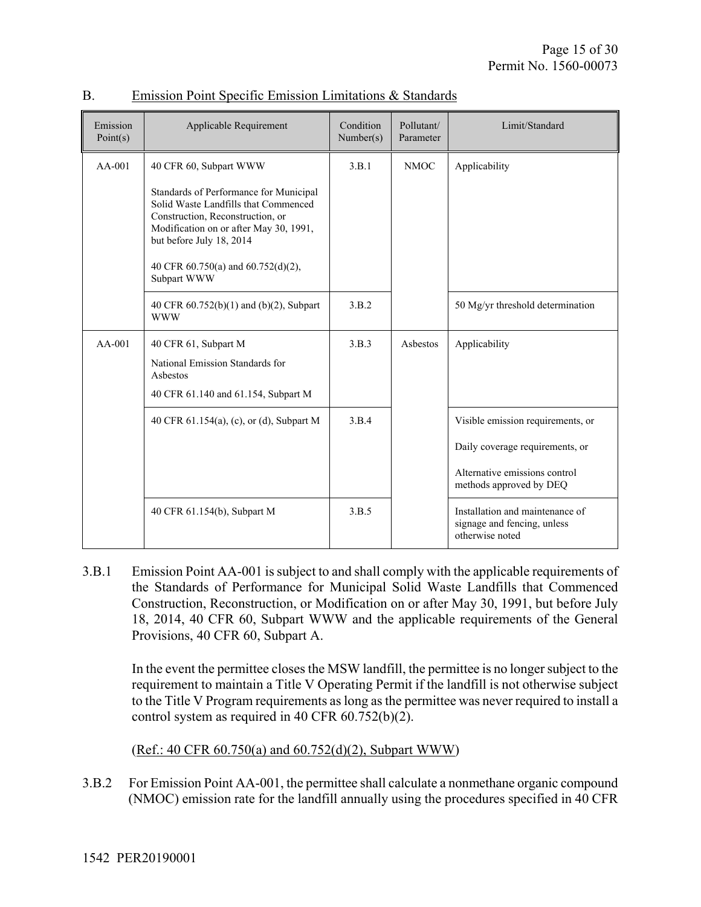## B. Emission Point Specific Emission Limitations & Standards

| Emission Point(s) | Applicable Requirement | Condition Number(s) | Pollutant/ Parameter | Limit/Standard |
|---|---|---|---|---|
| AA-001 | 40 CFR 60, Subpart WWW<br><br>Standards of Performance for Municipal Solid Waste Landfills that Commenced Construction, Reconstruction, or Modification on or after May 30, 1991, but before July 18, 2014<br><br>40 CFR 60.750(a) and 60.752(d)(2), Subpart WWW | 3.B.1 | NMOC | Applicability |
| | 40 CFR 60.752(b)(1) and (b)(2), Subpart WWW | 3.B.2 | | 50 Mg/yr threshold determination |
| AA-001 | 40 CFR 61, Subpart M<br><br>National Emission Standards for Asbestos<br><br>40 CFR 61.140 and 61.154, Subpart M | 3.B.3 | Asbestos | Applicability |
| | 40 CFR 61.154(a), (c), or (d), Subpart M | 3.B.4 | | Visible emission requirements, or<br><br>Daily coverage requirements, or<br><br>Alternative emissions control methods approved by DEQ |
| | 40 CFR 61.154(b), Subpart M | 3.B.5 | | Installation and maintenance of signage and fencing, unless otherwise noted |

3.B.1 Emission Point AA-001 is subject to and shall comply with the applicable requirements of the Standards of Performance for Municipal Solid Waste Landfills that Commenced Construction, Reconstruction, or Modification on or after May 30, 1991, but before July 18, 2014, 40 CFR 60, Subpart WWW and the applicable requirements of the General Provisions, 40 CFR 60, Subpart A.

In the event the permittee closes the MSW landfill, the permittee is no longer subject to the requirement to maintain a Title V Operating Permit if the landfill is not otherwise subject to the Title V Program requirements as long as the permittee was never required to install a control system as required in 40 CFR 60.752(b)(2).

(Ref.: 40 CFR 60.750(a) and 60.752(d)(2), Subpart WWW)

3.B.2 For Emission Point AA-001, the permittee shall calculate a nonmethane organic compound (NMOC) emission rate for the landfill annually using the procedures specified in 40 CFR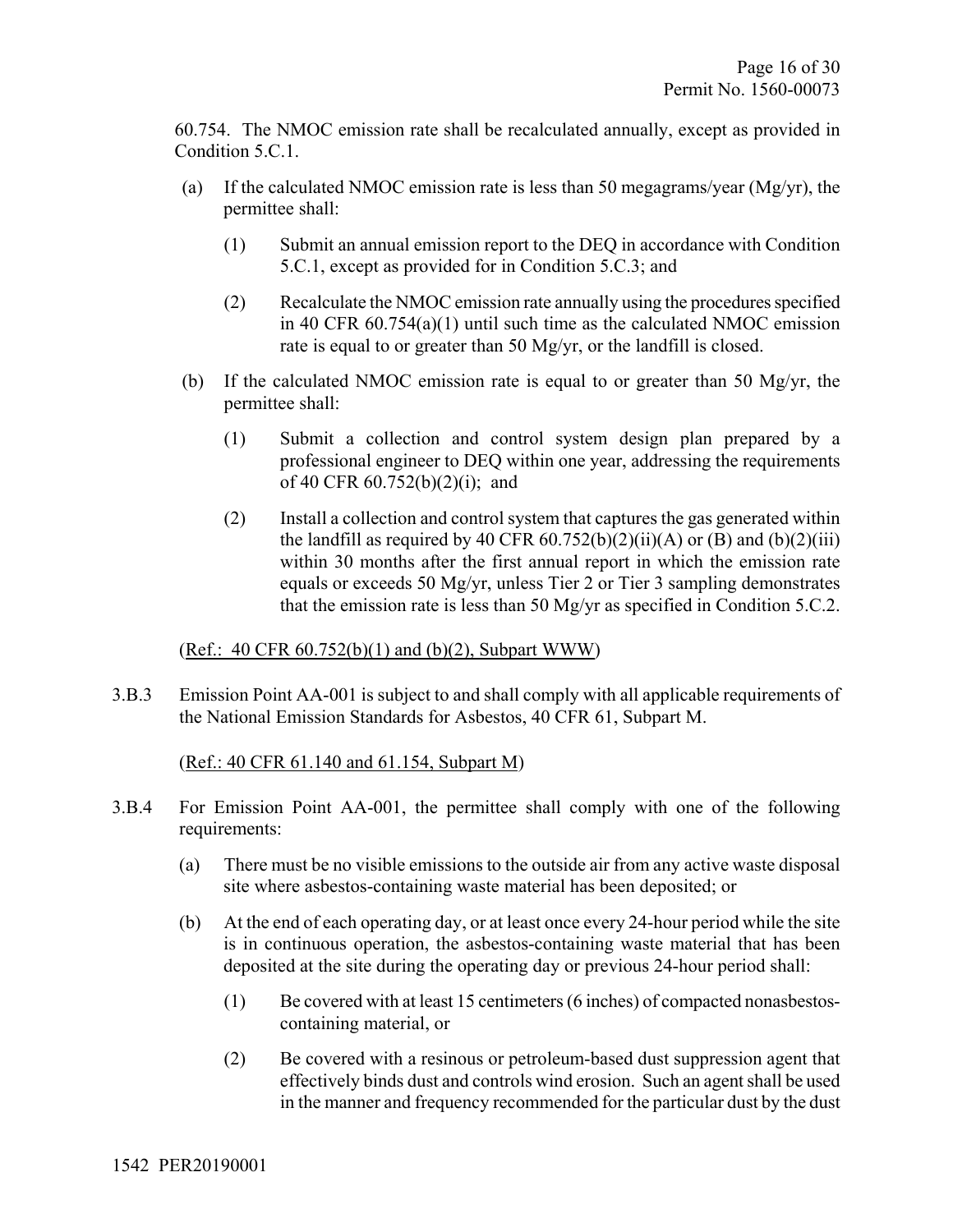60.754. The NMOC emission rate shall be recalculated annually, except as provided in Condition 5.C.1.

(a) If the calculated NMOC emission rate is less than 50 megagrams/year (Mg/yr), the permittee shall:

   (1) Submit an annual emission report to the DEQ in accordance with Condition 5.C.1, except as provided for in Condition 5.C.3; and

   (2) Recalculate the NMOC emission rate annually using the procedures specified in 40 CFR 60.754(a)(1) until such time as the calculated NMOC emission rate is equal to or greater than 50 Mg/yr, or the landfill is closed.

(b) If the calculated NMOC emission rate is equal to or greater than 50 Mg/yr, the permittee shall:

   (1) Submit a collection and control system design plan prepared by a professional engineer to DEQ within one year, addressing the requirements of 40 CFR 60.752(b)(2)(i); and

   (2) Install a collection and control system that captures the gas generated within the landfill as required by 40 CFR 60.752(b)(2)(ii)(A) or (B) and (b)(2)(iii) within 30 months after the first annual report in which the emission rate equals or exceeds 50 Mg/yr, unless Tier 2 or Tier 3 sampling demonstrates that the emission rate is less than 50 Mg/yr as specified in Condition 5.C.2.

(Ref.: 40 CFR 60.752(b)(1) and (b)(2), Subpart WWW)

3.B.3 Emission Point AA-001 is subject to and shall comply with all applicable requirements of the National Emission Standards for Asbestos, 40 CFR 61, Subpart M.

(Ref.: 40 CFR 61.140 and 61.154, Subpart M)

3.B.4 For Emission Point AA-001, the permittee shall comply with one of the following requirements:

(a) There must be no visible emissions to the outside air from any active waste disposal site where asbestos-containing waste material has been deposited; or

(b) At the end of each operating day, or at least once every 24-hour period while the site is in continuous operation, the asbestos-containing waste material that has been deposited at the site during the operating day or previous 24-hour period shall:

   (1) Be covered with at least 15 centimeters (6 inches) of compacted nonasbestos-containing material, or

   (2) Be covered with a resinous or petroleum-based dust suppression agent that effectively binds dust and controls wind erosion. Such an agent shall be used in the manner and frequency recommended for the particular dust by the dust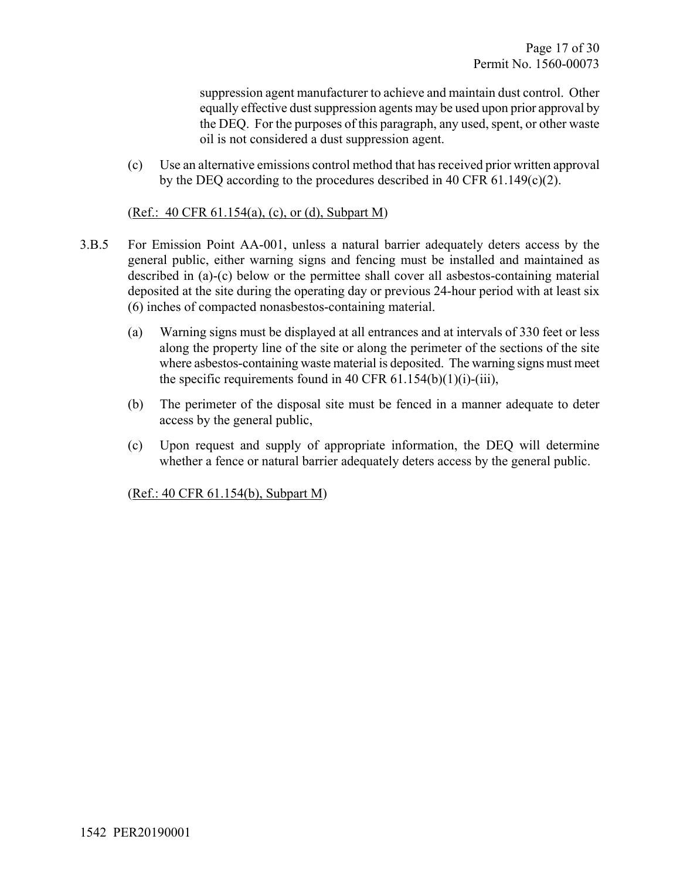suppression agent manufacturer to achieve and maintain dust control. Other equally effective dust suppression agents may be used upon prior approval by the DEQ. For the purposes of this paragraph, any used, spent, or other waste oil is not considered a dust suppression agent.

(c) Use an alternative emissions control method that has received prior written approval by the DEQ according to the procedures described in 40 CFR 61.149(c)(2).

(Ref.: 40 CFR 61.154(a), (c), or (d), Subpart M)

3.B.5 For Emission Point AA-001, unless a natural barrier adequately deters access by the general public, either warning signs and fencing must be installed and maintained as described in (a)-(c) below or the permittee shall cover all asbestos-containing material deposited at the site during the operating day or previous 24-hour period with at least six (6) inches of compacted nonasbestos-containing material.

(a) Warning signs must be displayed at all entrances and at intervals of 330 feet or less along the property line of the site or along the perimeter of the sections of the site where asbestos-containing waste material is deposited. The warning signs must meet the specific requirements found in 40 CFR 61.154(b)(1)(i)-(iii),

(b) The perimeter of the disposal site must be fenced in a manner adequate to deter access by the general public,

(c) Upon request and supply of appropriate information, the DEQ will determine whether a fence or natural barrier adequately deters access by the general public.

(Ref.: 40 CFR 61.154(b), Subpart M)

1542 PER20190001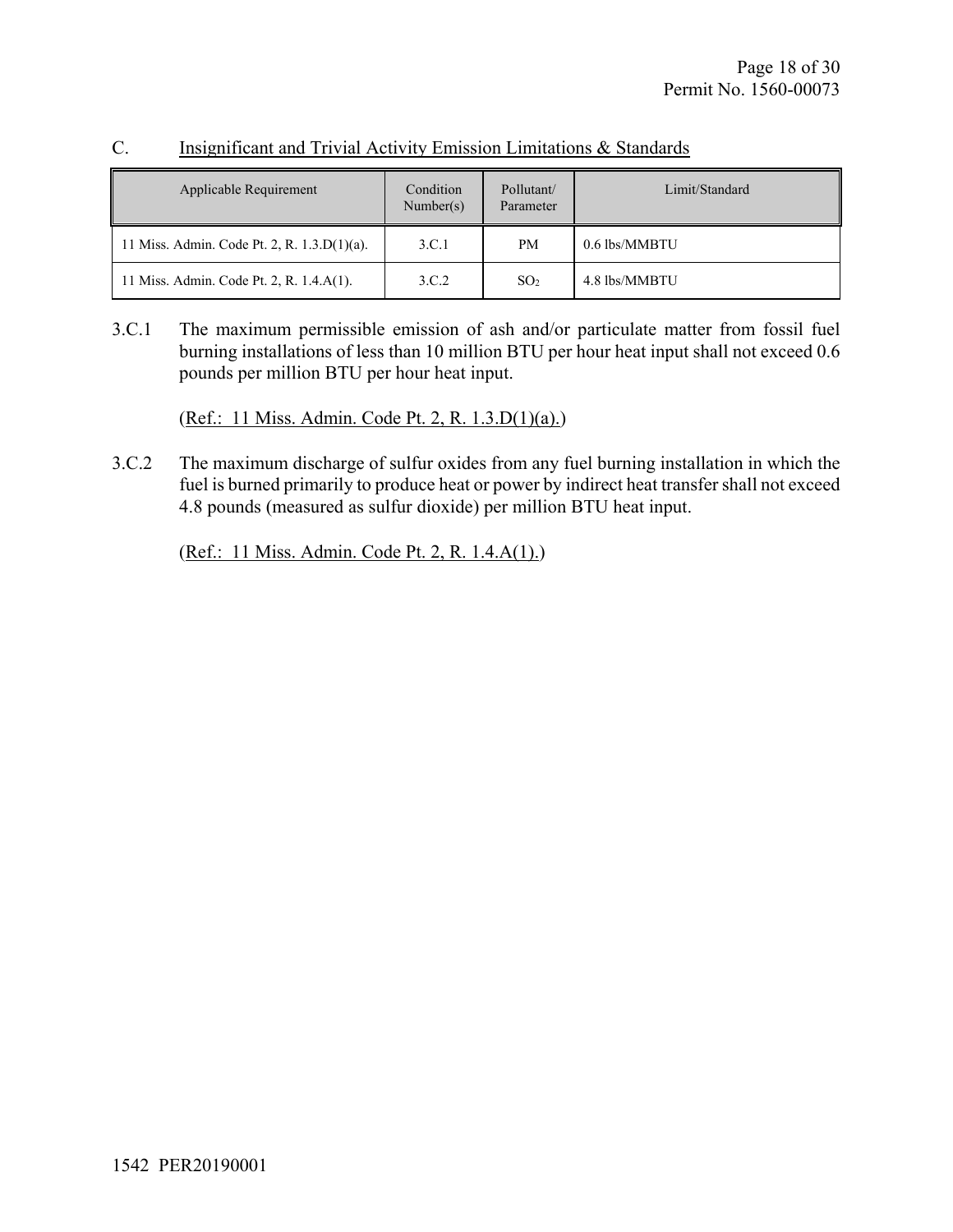## C. Insignificant and Trivial Activity Emission Limitations & Standards

| Applicable Requirement | Condition Number(s) | Pollutant/ Parameter | Limit/Standard |
|---|---|---|---|
| 11 Miss. Admin. Code Pt. 2, R. 1.3.D(1)(a). | 3.C.1 | PM | 0.6 lbs/MMBTU |
| 11 Miss. Admin. Code Pt. 2, R. 1.4.A(1). | 3.C.2 | $SO_2$ | 4.8 lbs/MMBTU |

3.C.1 The maximum permissible emission of ash and/or particulate matter from fossil fuel burning installations of less than 10 million BTU per hour heat input shall not exceed 0.6 pounds per million BTU per hour heat input.

(Ref.: 11 Miss. Admin. Code Pt. 2, R. 1.3.D(1)(a).)

3.C.2 The maximum discharge of sulfur oxides from any fuel burning installation in which the fuel is burned primarily to produce heat or power by indirect heat transfer shall not exceed 4.8 pounds (measured as sulfur dioxide) per million BTU heat input.

(Ref.: 11 Miss. Admin. Code Pt. 2, R. 1.4.A(1).)

1542 PER20190001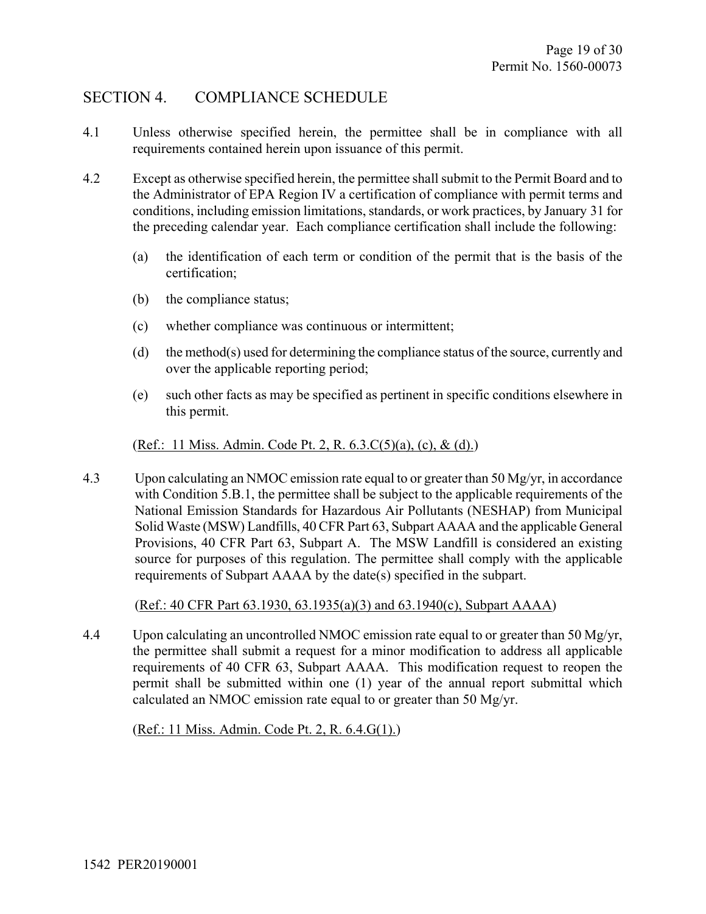## SECTION 4. COMPLIANCE SCHEDULE

4.1 Unless otherwise specified herein, the permittee shall be in compliance with all requirements contained herein upon issuance of this permit.

4.2 Except as otherwise specified herein, the permittee shall submit to the Permit Board and to the Administrator of EPA Region IV a certification of compliance with permit terms and conditions, including emission limitations, standards, or work practices, by January 31 for the preceding calendar year. Each compliance certification shall include the following:

(a) the identification of each term or condition of the permit that is the basis of the certification;

(b) the compliance status;

(c) whether compliance was continuous or intermittent;

(d) the method(s) used for determining the compliance status of the source, currently and over the applicable reporting period;

(e) such other facts as may be specified as pertinent in specific conditions elsewhere in this permit.

(Ref.: 11 Miss. Admin. Code Pt. 2, R. 6.3.C(5)(a), (c), & (d).)

4.3 Upon calculating an NMOC emission rate equal to or greater than 50 Mg/yr, in accordance with Condition 5.B.1, the permittee shall be subject to the applicable requirements of the National Emission Standards for Hazardous Air Pollutants (NESHAP) from Municipal Solid Waste (MSW) Landfills, 40 CFR Part 63, Subpart AAAA and the applicable General Provisions, 40 CFR Part 63, Subpart A. The MSW Landfill is considered an existing source for purposes of this regulation. The permittee shall comply with the applicable requirements of Subpart AAAA by the date(s) specified in the subpart.

(Ref.: 40 CFR Part 63.1930, 63.1935(a)(3) and 63.1940(c), Subpart AAAA)

4.4 Upon calculating an uncontrolled NMOC emission rate equal to or greater than 50 Mg/yr, the permittee shall submit a request for a minor modification to address all applicable requirements of 40 CFR 63, Subpart AAAA. This modification request to reopen the permit shall be submitted within one (1) year of the annual report submittal which calculated an NMOC emission rate equal to or greater than 50 Mg/yr.

(Ref.: 11 Miss. Admin. Code Pt. 2, R. 6.4.G(1).)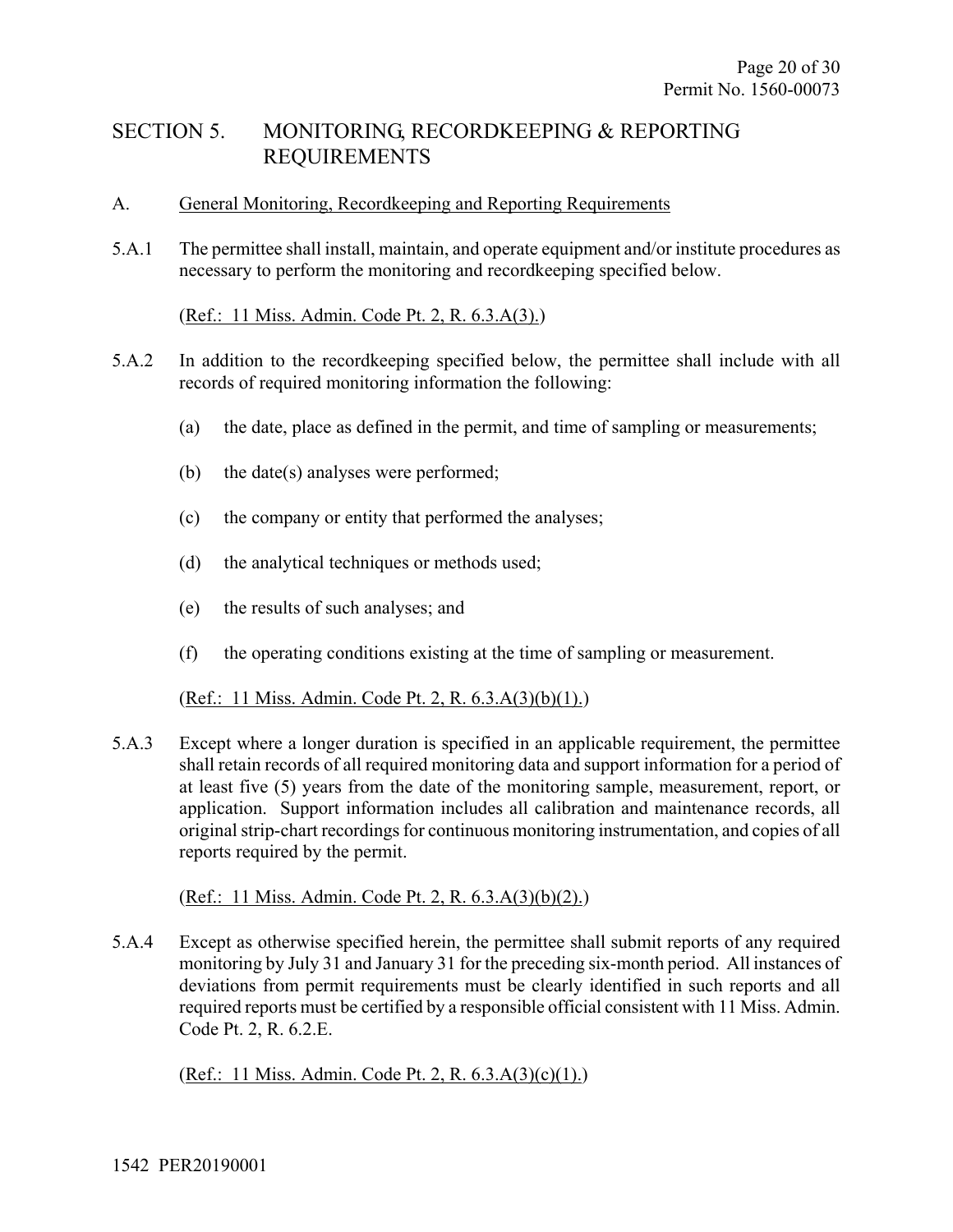# SECTION 5. MONITORING, RECORDKEEPING & REPORTING REQUIREMENTS

## A. General Monitoring, Recordkeeping and Reporting Requirements

5.A.1 The permittee shall install, maintain, and operate equipment and/or institute procedures as necessary to perform the monitoring and recordkeeping specified below.

(Ref.: 11 Miss. Admin. Code Pt. 2, R. 6.3.A(3).)

5.A.2 In addition to the recordkeeping specified below, the permittee shall include with all records of required monitoring information the following:

(a) the date, place as defined in the permit, and time of sampling or measurements;

(b) the date(s) analyses were performed;

(c) the company or entity that performed the analyses;

(d) the analytical techniques or methods used;

(e) the results of such analyses; and

(f) the operating conditions existing at the time of sampling or measurement.

(Ref.: 11 Miss. Admin. Code Pt. 2, R. 6.3.A(3)(b)(1).)

5.A.3 Except where a longer duration is specified in an applicable requirement, the permittee shall retain records of all required monitoring data and support information for a period of at least five (5) years from the date of the monitoring sample, measurement, report, or application. Support information includes all calibration and maintenance records, all original strip-chart recordings for continuous monitoring instrumentation, and copies of all reports required by the permit.

(Ref.: 11 Miss. Admin. Code Pt. 2, R. 6.3.A(3)(b)(2).)

5.A.4 Except as otherwise specified herein, the permittee shall submit reports of any required monitoring by July 31 and January 31 for the preceding six-month period. All instances of deviations from permit requirements must be clearly identified in such reports and all required reports must be certified by a responsible official consistent with 11 Miss. Admin. Code Pt. 2, R. 6.2.E.

(Ref.: 11 Miss. Admin. Code Pt. 2, R. 6.3.A(3)(c)(1).)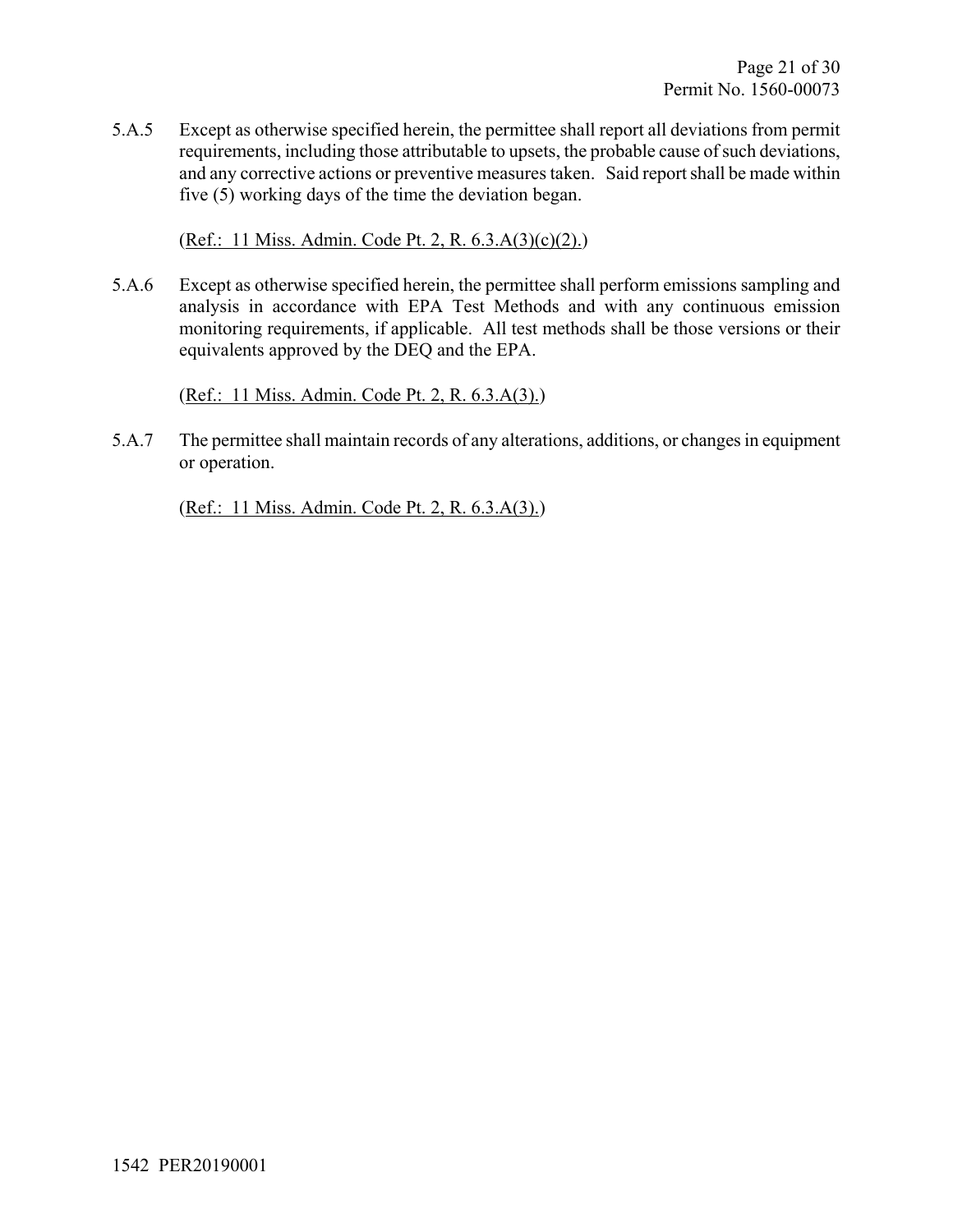5.A.5 Except as otherwise specified herein, the permittee shall report all deviations from permit requirements, including those attributable to upsets, the probable cause of such deviations, and any corrective actions or preventive measures taken. Said report shall be made within five (5) working days of the time the deviation began.

(Ref.: 11 Miss. Admin. Code Pt. 2, R. 6.3.A(3)(c)(2).)

5.A.6 Except as otherwise specified herein, the permittee shall perform emissions sampling and analysis in accordance with EPA Test Methods and with any continuous emission monitoring requirements, if applicable. All test methods shall be those versions or their equivalents approved by the DEQ and the EPA.

(Ref.: 11 Miss. Admin. Code Pt. 2, R. 6.3.A(3).)

5.A.7 The permittee shall maintain records of any alterations, additions, or changes in equipment or operation.

(Ref.: 11 Miss. Admin. Code Pt. 2, R. 6.3.A(3).)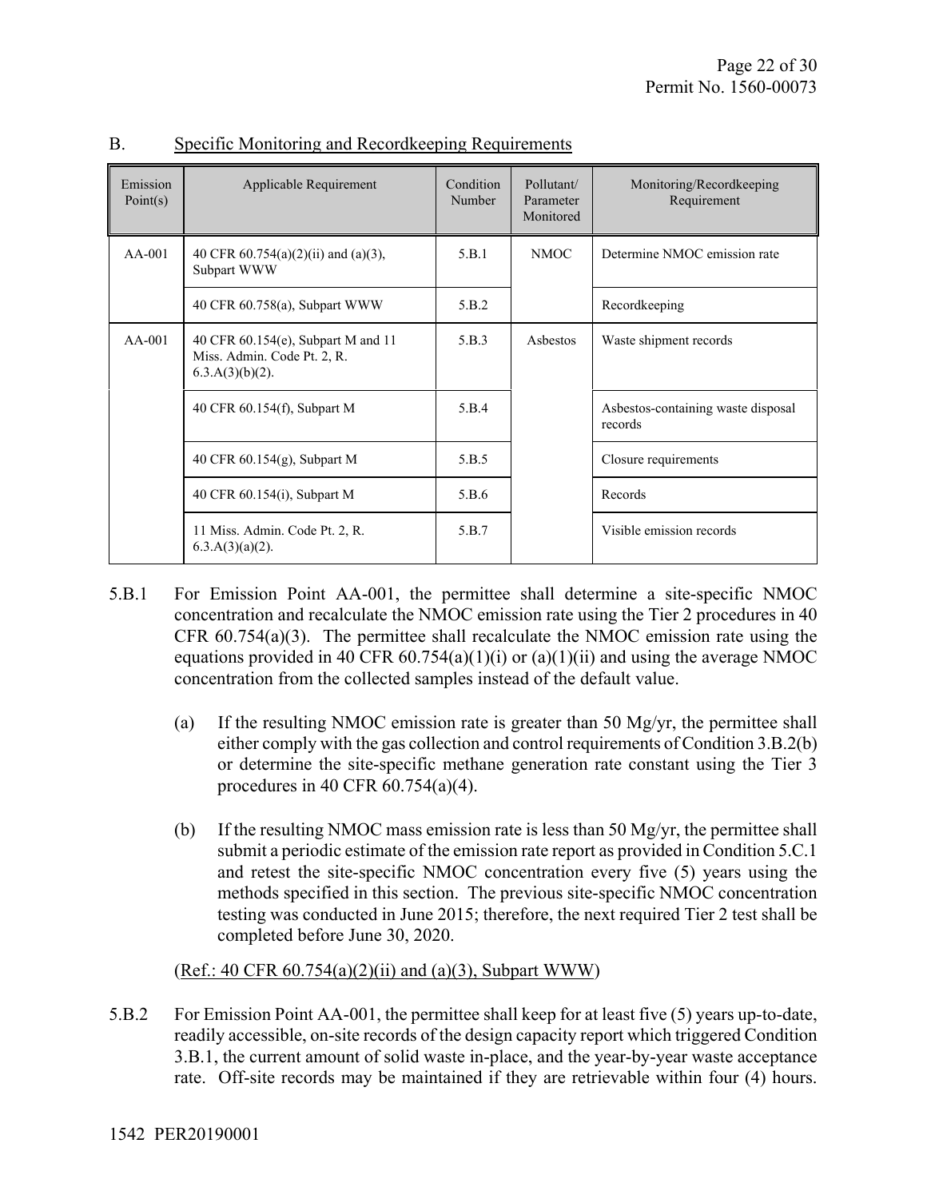## B. Specific Monitoring and Recordkeeping Requirements

| Emission Point(s) | Applicable Requirement | Condition Number | Pollutant/ Parameter Monitored | Monitoring/Recordkeeping Requirement |
|---|---|---|---|---|
| AA-001 | 40 CFR 60.754(a)(2)(ii) and (a)(3), Subpart WWW | 5.B.1 | NMOC | Determine NMOC emission rate |
| | 40 CFR 60.758(a), Subpart WWW | 5.B.2 | | Recordkeeping |
| AA-001 | 40 CFR 60.154(e), Subpart M and 11 Miss. Admin. Code Pt. 2, R. 6.3.A(3)(b)(2). | 5.B.3 | Asbestos | Waste shipment records |
| | 40 CFR 60.154(f), Subpart M | 5.B.4 | | Asbestos-containing waste disposal records |
| | 40 CFR 60.154(g), Subpart M | 5.B.5 | | Closure requirements |
| | 40 CFR 60.154(i), Subpart M | 5.B.6 | | Records |
| | 11 Miss. Admin. Code Pt. 2, R. 6.3.A(3)(a)(2). | 5.B.7 | | Visible emission records |

5.B.1 For Emission Point AA-001, the permittee shall determine a site-specific NMOC concentration and recalculate the NMOC emission rate using the Tier 2 procedures in 40 CFR 60.754(a)(3). The permittee shall recalculate the NMOC emission rate using the equations provided in 40 CFR 60.754(a)(1)(i) or (a)(1)(ii) and using the average NMOC concentration from the collected samples instead of the default value.

(a) If the resulting NMOC emission rate is greater than 50 Mg/yr, the permittee shall either comply with the gas collection and control requirements of Condition 3.B.2(b) or determine the site-specific methane generation rate constant using the Tier 3 procedures in 40 CFR 60.754(a)(4).

(b) If the resulting NMOC mass emission rate is less than 50 Mg/yr, the permittee shall submit a periodic estimate of the emission rate report as provided in Condition 5.C.1 and retest the site-specific NMOC concentration every five (5) years using the methods specified in this section. The previous site-specific NMOC concentration testing was conducted in June 2015; therefore, the next required Tier 2 test shall be completed before June 30, 2020.

(Ref.: 40 CFR 60.754(a)(2)(ii) and (a)(3), Subpart WWW)

5.B.2 For Emission Point AA-001, the permittee shall keep for at least five (5) years up-to-date, readily accessible, on-site records of the design capacity report which triggered Condition 3.B.1, the current amount of solid waste in-place, and the year-by-year waste acceptance rate. Off-site records may be maintained if they are retrievable within four (4) hours.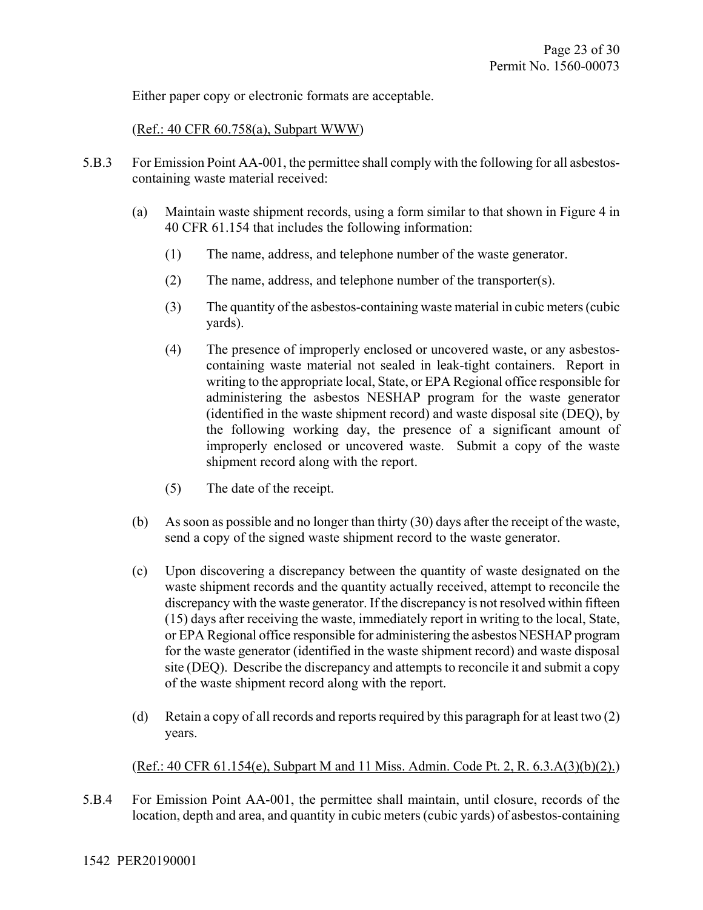Either paper copy or electronic formats are acceptable.

(Ref.: 40 CFR 60.758(a), Subpart WWW)

5.B.3 For Emission Point AA-001, the permittee shall comply with the following for all asbestos-containing waste material received:

(a) Maintain waste shipment records, using a form similar to that shown in Figure 4 in 40 CFR 61.154 that includes the following information:

(1) The name, address, and telephone number of the waste generator.

(2) The name, address, and telephone number of the transporter(s).

(3) The quantity of the asbestos-containing waste material in cubic meters (cubic yards).

(4) The presence of improperly enclosed or uncovered waste, or any asbestos-containing waste material not sealed in leak-tight containers. Report in writing to the appropriate local, State, or EPA Regional office responsible for administering the asbestos NESHAP program for the waste generator (identified in the waste shipment record) and waste disposal site (DEQ), by the following working day, the presence of a significant amount of improperly enclosed or uncovered waste. Submit a copy of the waste shipment record along with the report.

(5) The date of the receipt.

(b) As soon as possible and no longer than thirty (30) days after the receipt of the waste, send a copy of the signed waste shipment record to the waste generator.

(c) Upon discovering a discrepancy between the quantity of waste designated on the waste shipment records and the quantity actually received, attempt to reconcile the discrepancy with the waste generator. If the discrepancy is not resolved within fifteen (15) days after receiving the waste, immediately report in writing to the local, State, or EPA Regional office responsible for administering the asbestos NESHAP program for the waste generator (identified in the waste shipment record) and waste disposal site (DEQ). Describe the discrepancy and attempts to reconcile it and submit a copy of the waste shipment record along with the report.

(d) Retain a copy of all records and reports required by this paragraph for at least two (2) years.

(Ref.: 40 CFR 61.154(e), Subpart M and 11 Miss. Admin. Code Pt. 2, R. 6.3.A(3)(b)(2).)

5.B.4 For Emission Point AA-001, the permittee shall maintain, until closure, records of the location, depth and area, and quantity in cubic meters (cubic yards) of asbestos-containing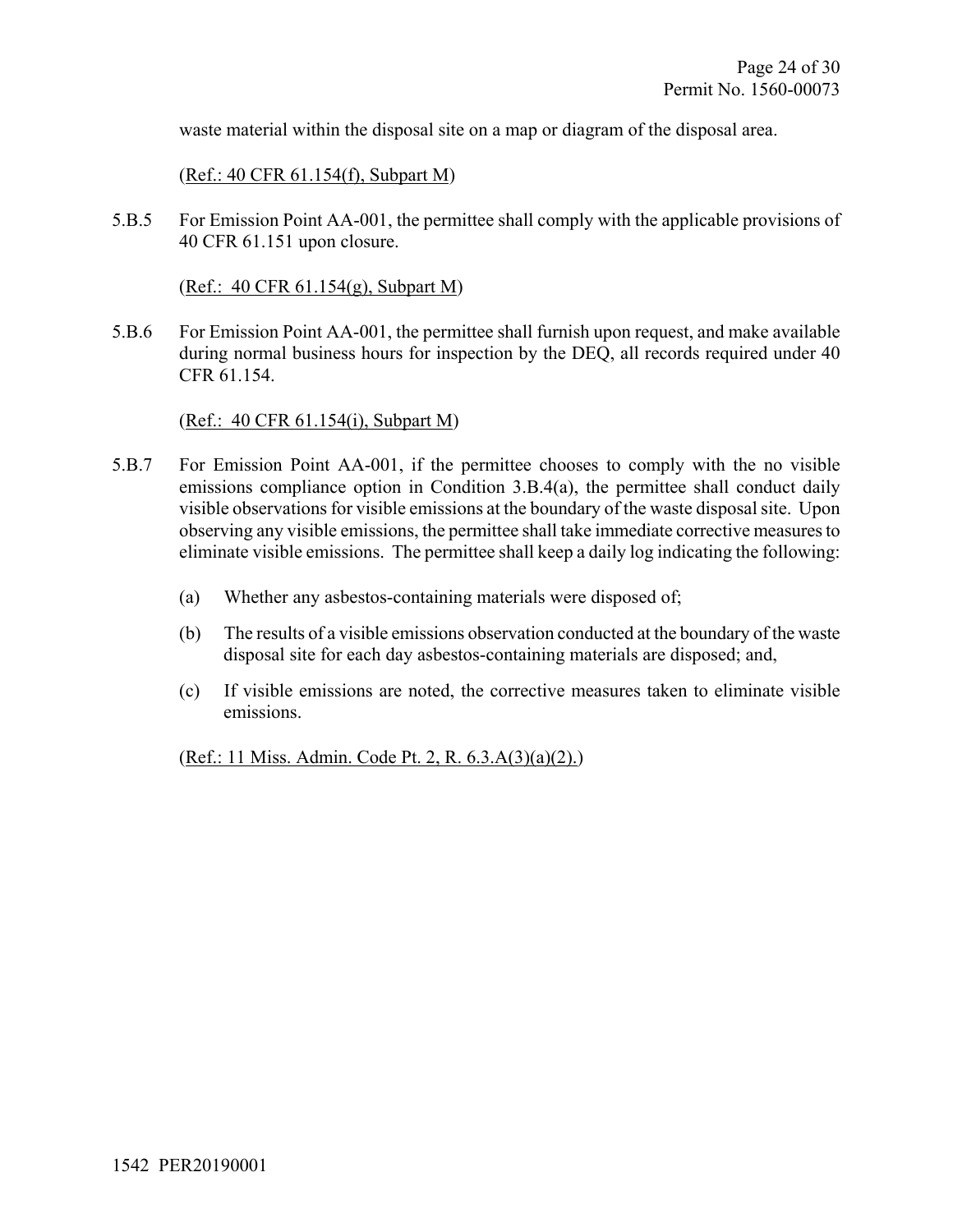waste material within the disposal site on a map or diagram of the disposal area.

(Ref.: 40 CFR 61.154(f), Subpart M)

5.B.5 For Emission Point AA-001, the permittee shall comply with the applicable provisions of 40 CFR 61.151 upon closure.

(Ref.: 40 CFR 61.154(g), Subpart M)

5.B.6 For Emission Point AA-001, the permittee shall furnish upon request, and make available during normal business hours for inspection by the DEQ, all records required under 40 CFR 61.154.

(Ref.: 40 CFR 61.154(i), Subpart M)

5.B.7 For Emission Point AA-001, if the permittee chooses to comply with the no visible emissions compliance option in Condition 3.B.4(a), the permittee shall conduct daily visible observations for visible emissions at the boundary of the waste disposal site. Upon observing any visible emissions, the permittee shall take immediate corrective measures to eliminate visible emissions. The permittee shall keep a daily log indicating the following:

(a) Whether any asbestos-containing materials were disposed of;

(b) The results of a visible emissions observation conducted at the boundary of the waste disposal site for each day asbestos-containing materials are disposed; and,

(c) If visible emissions are noted, the corrective measures taken to eliminate visible emissions.

(Ref.: 11 Miss. Admin. Code Pt. 2, R. 6.3.A(3)(a)(2).)

1542 PER20190001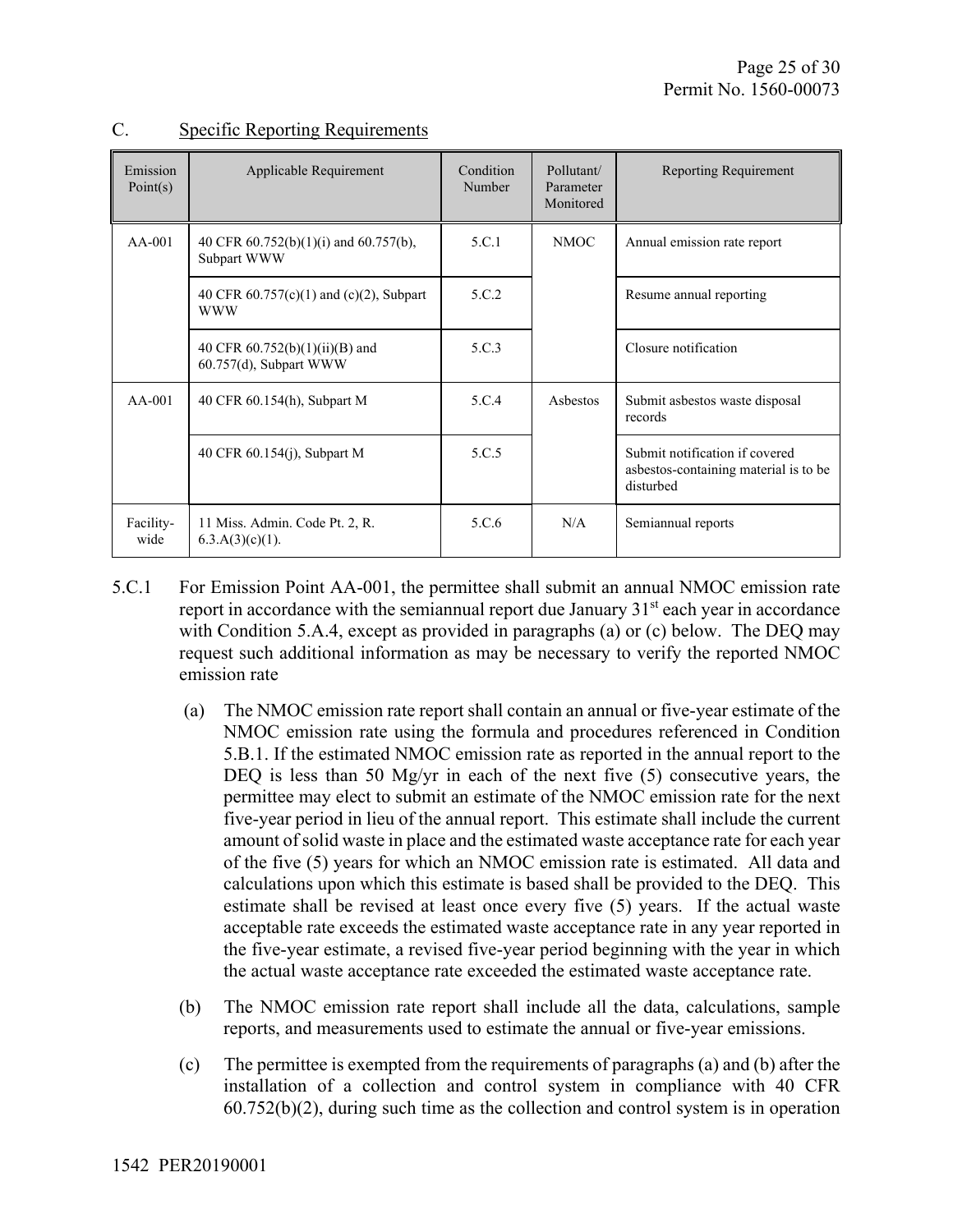## C. Specific Reporting Requirements

| Emission Point(s) | Applicable Requirement | Condition Number | Pollutant/ Parameter Monitored | Reporting Requirement |
|---|---|---|---|---|
| AA-001 | 40 CFR 60.752(b)(1)(i) and 60.757(b), Subpart WWW | 5.C.1 | NMOC | Annual emission rate report |
| | 40 CFR 60.757(c)(1) and (c)(2), Subpart WWW | 5.C.2 | | Resume annual reporting |
| | 40 CFR 60.752(b)(1)(ii)(B) and 60.757(d), Subpart WWW | 5.C.3 | | Closure notification |
| AA-001 | 40 CFR 60.154(h), Subpart M | 5.C.4 | Asbestos | Submit asbestos waste disposal records |
| | 40 CFR 60.154(j), Subpart M | 5.C.5 | | Submit notification if covered asbestos-containing material is to be disturbed |
| Facility-wide | 11 Miss. Admin. Code Pt. 2, R. 6.3.A(3)(c)(1). | 5.C.6 | N/A | Semiannual reports |

5.C.1 For Emission Point AA-001, the permittee shall submit an annual NMOC emission rate report in accordance with the semiannual report due January 31st each year in accordance with Condition 5.A.4, except as provided in paragraphs (a) or (c) below. The DEQ may request such additional information as may be necessary to verify the reported NMOC emission rate

(a) The NMOC emission rate report shall contain an annual or five-year estimate of the NMOC emission rate using the formula and procedures referenced in Condition 5.B.1. If the estimated NMOC emission rate as reported in the annual report to the DEQ is less than 50 Mg/yr in each of the next five (5) consecutive years, the permittee may elect to submit an estimate of the NMOC emission rate for the next five-year period in lieu of the annual report. This estimate shall include the current amount of solid waste in place and the estimated waste acceptance rate for each year of the five (5) years for which an NMOC emission rate is estimated. All data and calculations upon which this estimate is based shall be provided to the DEQ. This estimate shall be revised at least once every five (5) years. If the actual waste acceptable rate exceeds the estimated waste acceptance rate in any year reported in the five-year estimate, a revised five-year period beginning with the year in which the actual waste acceptance rate exceeded the estimated waste acceptance rate.

(b) The NMOC emission rate report shall include all the data, calculations, sample reports, and measurements used to estimate the annual or five-year emissions.

(c) The permittee is exempted from the requirements of paragraphs (a) and (b) after the installation of a collection and control system in compliance with 40 CFR 60.752(b)(2), during such time as the collection and control system is in operation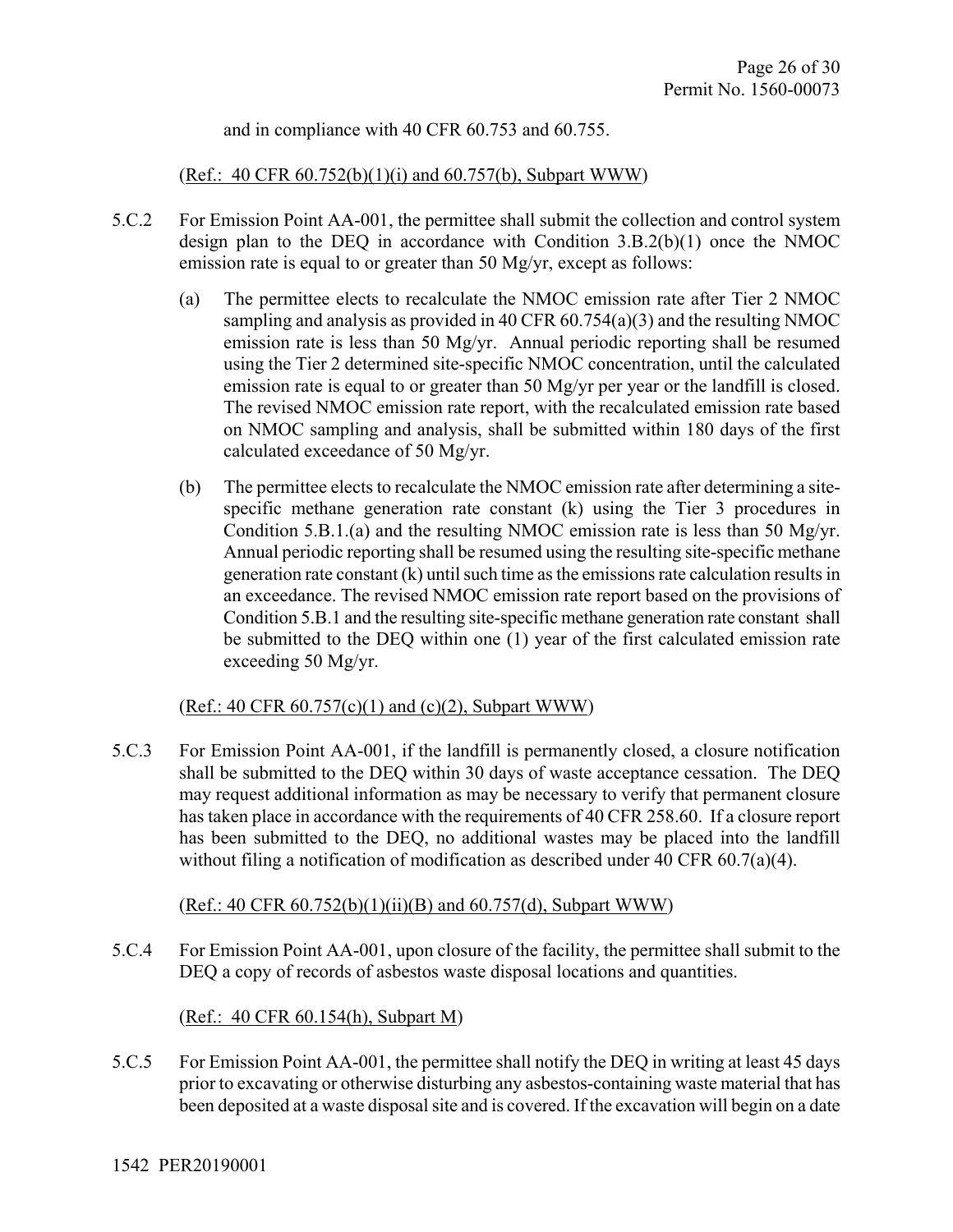and in compliance with 40 CFR 60.753 and 60.755.

(Ref.: 40 CFR 60.752(b)(1)(i) and 60.757(b), Subpart WWW)

5.C.2 For Emission Point AA-001, the permittee shall submit the collection and control system design plan to the DEQ in accordance with Condition 3.B.2(b)(1) once the NMOC emission rate is equal to or greater than 50 Mg/yr, except as follows:

(a) The permittee elects to recalculate the NMOC emission rate after Tier 2 NMOC sampling and analysis as provided in 40 CFR 60.754(a)(3) and the resulting NMOC emission rate is less than 50 Mg/yr. Annual periodic reporting shall be resumed using the Tier 2 determined site-specific NMOC concentration, until the calculated emission rate is equal to or greater than 50 Mg/yr per year or the landfill is closed. The revised NMOC emission rate report, with the recalculated emission rate based on NMOC sampling and analysis, shall be submitted within 180 days of the first calculated exceedance of 50 Mg/yr.

(b) The permittee elects to recalculate the NMOC emission rate after determining a site-specific methane generation rate constant (k) using the Tier 3 procedures in Condition 5.B.1.(a) and the resulting NMOC emission rate is less than 50 Mg/yr. Annual periodic reporting shall be resumed using the resulting site-specific methane generation rate constant (k) until such time as the emissions rate calculation results in an exceedance. The revised NMOC emission rate report based on the provisions of Condition 5.B.1 and the resulting site-specific methane generation rate constant shall be submitted to the DEQ within one (1) year of the first calculated emission rate exceeding 50 Mg/yr.

(Ref.: 40 CFR 60.757(c)(1) and (c)(2), Subpart WWW)

5.C.3 For Emission Point AA-001, if the landfill is permanently closed, a closure notification shall be submitted to the DEQ within 30 days of waste acceptance cessation. The DEQ may request additional information as may be necessary to verify that permanent closure has taken place in accordance with the requirements of 40 CFR 258.60. If a closure report has been submitted to the DEQ, no additional wastes may be placed into the landfill without filing a notification of modification as described under 40 CFR 60.7(a)(4).

(Ref.: 40 CFR 60.752(b)(1)(ii)(B) and 60.757(d), Subpart WWW)

5.C.4 For Emission Point AA-001, upon closure of the facility, the permittee shall submit to the DEQ a copy of records of asbestos waste disposal locations and quantities.

(Ref.: 40 CFR 60.154(h), Subpart M)

5.C.5 For Emission Point AA-001, the permittee shall notify the DEQ in writing at least 45 days prior to excavating or otherwise disturbing any asbestos-containing waste material that has been deposited at a waste disposal site and is covered. If the excavation will begin on a date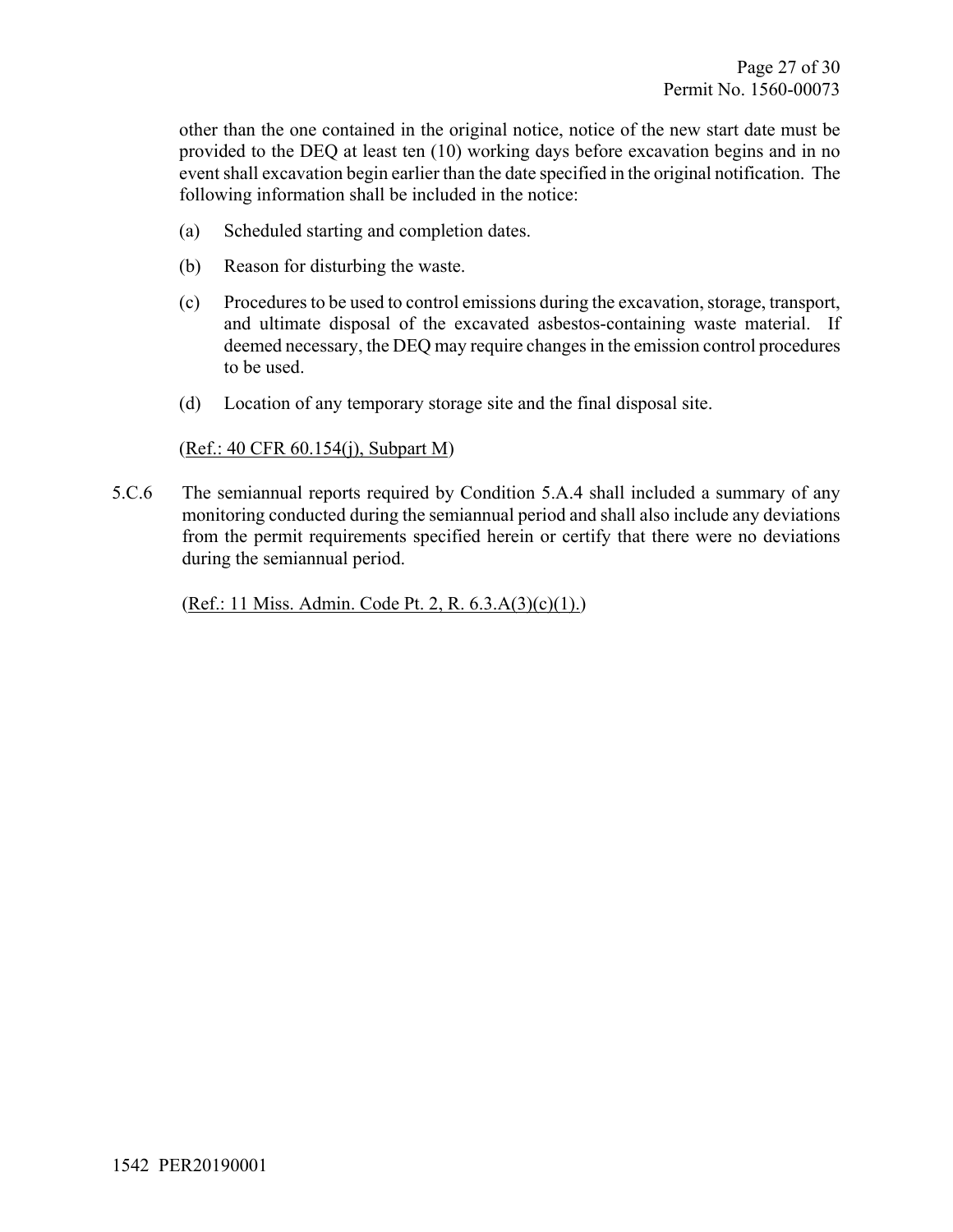other than the one contained in the original notice, notice of the new start date must be provided to the DEQ at least ten (10) working days before excavation begins and in no event shall excavation begin earlier than the date specified in the original notification. The following information shall be included in the notice:

(a) Scheduled starting and completion dates.

(b) Reason for disturbing the waste.

(c) Procedures to be used to control emissions during the excavation, storage, transport, and ultimate disposal of the excavated asbestos-containing waste material. If deemed necessary, the DEQ may require changes in the emission control procedures to be used.

(d) Location of any temporary storage site and the final disposal site.

(Ref.: 40 CFR 60.154(j), Subpart M)

5.C.6 The semiannual reports required by Condition 5.A.4 shall included a summary of any monitoring conducted during the semiannual period and shall also include any deviations from the permit requirements specified herein or certify that there were no deviations during the semiannual period.

(Ref.: 11 Miss. Admin. Code Pt. 2, R. 6.3.A(3)(c)(1).)

1542 PER20190001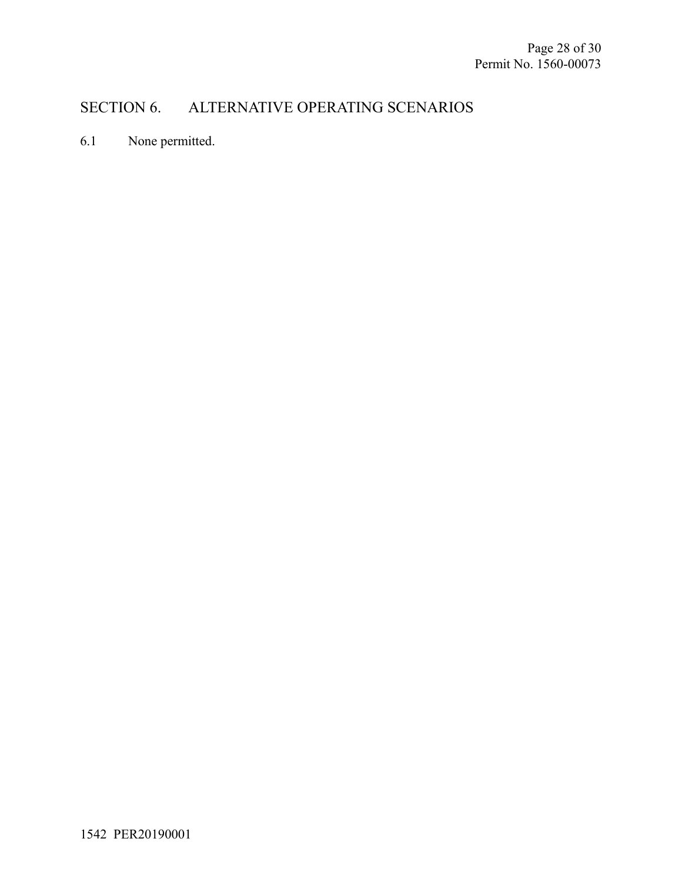## SECTION 6. ALTERNATIVE OPERATING SCENARIOS

6.1 None permitted.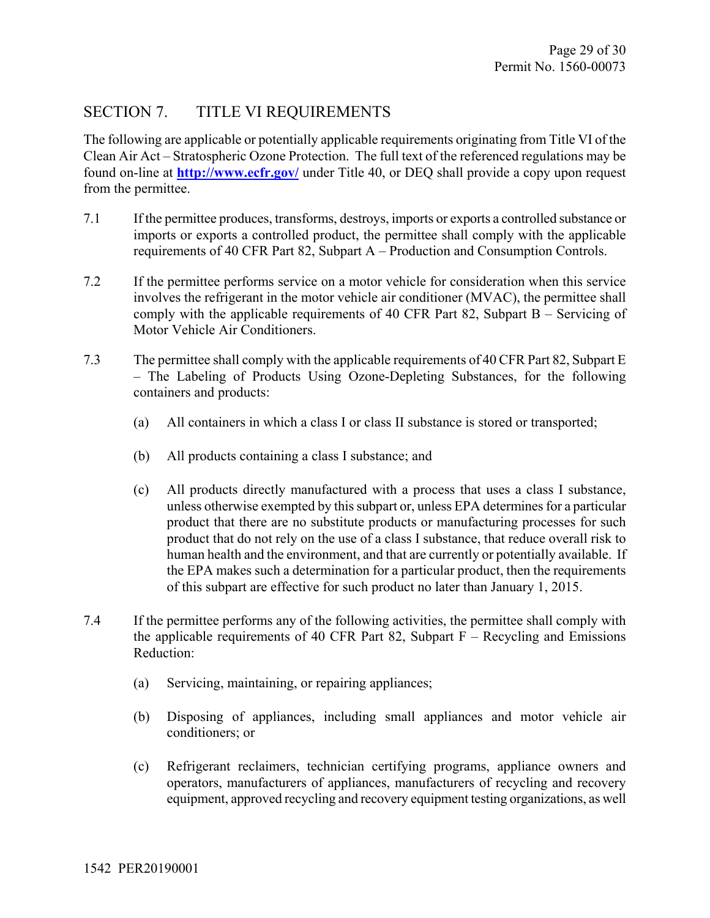## SECTION 7. TITLE VI REQUIREMENTS

The following are applicable or potentially applicable requirements originating from Title VI of the Clean Air Act – Stratospheric Ozone Protection. The full text of the referenced regulations may be found on-line at **http://www.ecfr.gov/** under Title 40, or DEQ shall provide a copy upon request from the permittee.

7.1 If the permittee produces, transforms, destroys, imports or exports a controlled substance or imports or exports a controlled product, the permittee shall comply with the applicable requirements of 40 CFR Part 82, Subpart A – Production and Consumption Controls.

7.2 If the permittee performs service on a motor vehicle for consideration when this service involves the refrigerant in the motor vehicle air conditioner (MVAC), the permittee shall comply with the applicable requirements of 40 CFR Part 82, Subpart B – Servicing of Motor Vehicle Air Conditioners.

7.3 The permittee shall comply with the applicable requirements of 40 CFR Part 82, Subpart E – The Labeling of Products Using Ozone-Depleting Substances, for the following containers and products:

(a) All containers in which a class I or class II substance is stored or transported;

(b) All products containing a class I substance; and

(c) All products directly manufactured with a process that uses a class I substance, unless otherwise exempted by this subpart or, unless EPA determines for a particular product that there are no substitute products or manufacturing processes for such product that do not rely on the use of a class I substance, that reduce overall risk to human health and the environment, and that are currently or potentially available. If the EPA makes such a determination for a particular product, then the requirements of this subpart are effective for such product no later than January 1, 2015.

7.4 If the permittee performs any of the following activities, the permittee shall comply with the applicable requirements of 40 CFR Part 82, Subpart F – Recycling and Emissions Reduction:

(a) Servicing, maintaining, or repairing appliances;

(b) Disposing of appliances, including small appliances and motor vehicle air conditioners; or

(c) Refrigerant reclaimers, technician certifying programs, appliance owners and operators, manufacturers of appliances, manufacturers of recycling and recovery equipment, approved recycling and recovery equipment testing organizations, as well

1542 PER20190001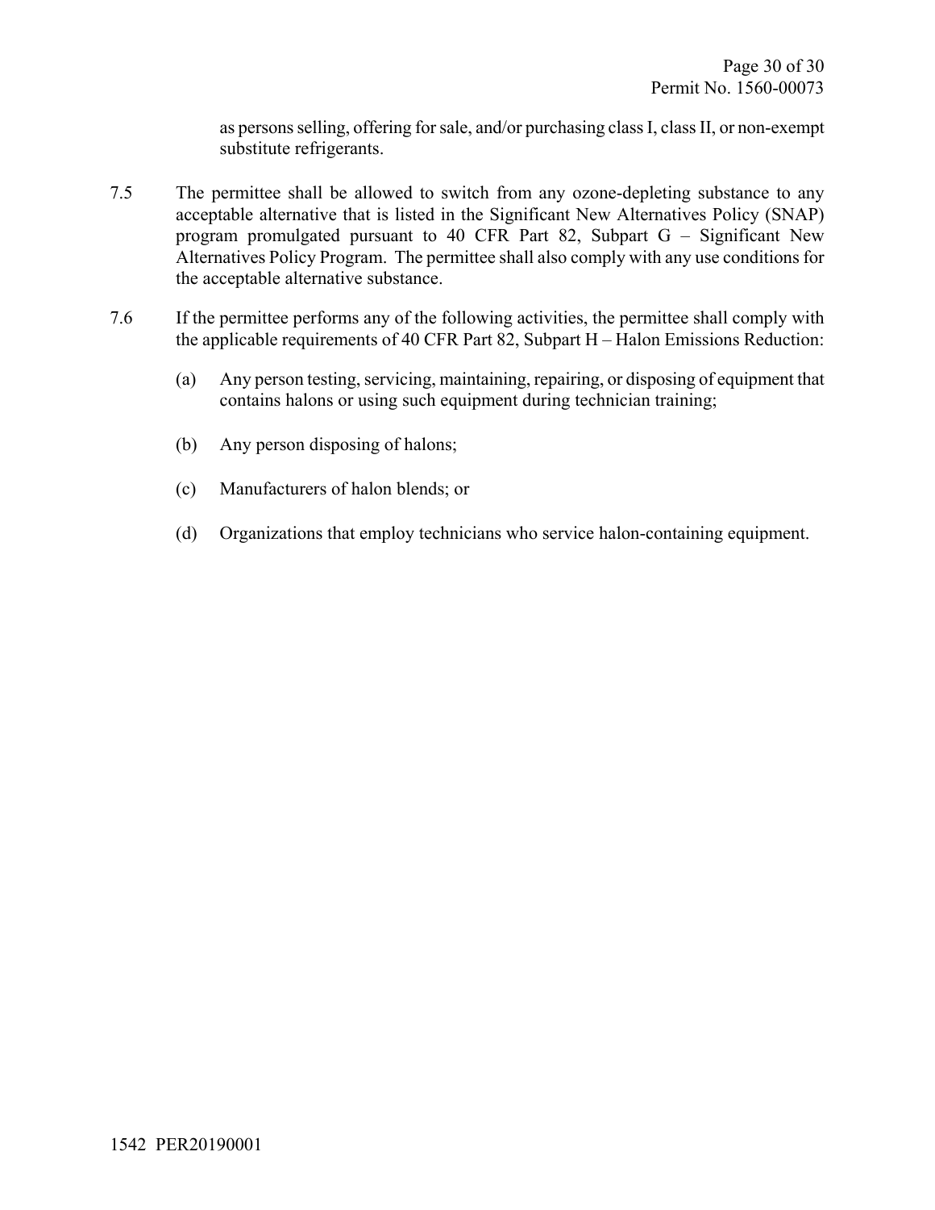as persons selling, offering for sale, and/or purchasing class I, class II, or non-exempt substitute refrigerants.

7.5 The permittee shall be allowed to switch from any ozone-depleting substance to any acceptable alternative that is listed in the Significant New Alternatives Policy (SNAP) program promulgated pursuant to 40 CFR Part 82, Subpart G – Significant New Alternatives Policy Program. The permittee shall also comply with any use conditions for the acceptable alternative substance.

7.6 If the permittee performs any of the following activities, the permittee shall comply with the applicable requirements of 40 CFR Part 82, Subpart H – Halon Emissions Reduction:

(a) Any person testing, servicing, maintaining, repairing, or disposing of equipment that contains halons or using such equipment during technician training;

(b) Any person disposing of halons;

(c) Manufacturers of halon blends; or

(d) Organizations that employ technicians who service halon-containing equipment.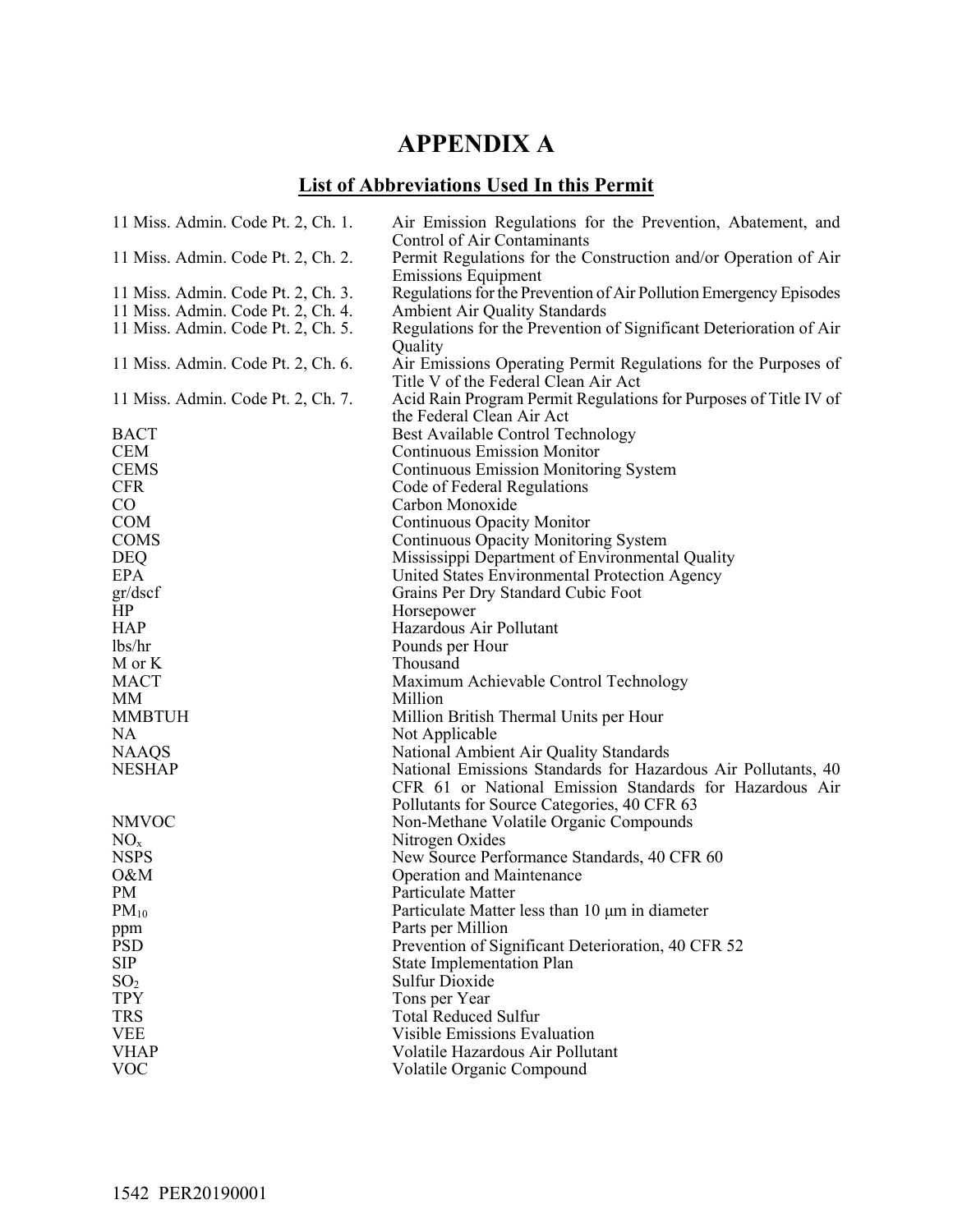# APPENDIX A

## List of Abbreviations Used In this Permit

| | |
|---|---|
| 11 Miss. Admin. Code Pt. 2, Ch. 1. | Air Emission Regulations for the Prevention, Abatement, and Control of Air Contaminants |
| 11 Miss. Admin. Code Pt. 2, Ch. 2. | Permit Regulations for the Construction and/or Operation of Air Emissions Equipment |
| 11 Miss. Admin. Code Pt. 2, Ch. 3. | Regulations for the Prevention of Air Pollution Emergency Episodes |
| 11 Miss. Admin. Code Pt. 2, Ch. 4. | Ambient Air Quality Standards |
| 11 Miss. Admin. Code Pt. 2, Ch. 5. | Regulations for the Prevention of Significant Deterioration of Air Quality |
| 11 Miss. Admin. Code Pt. 2, Ch. 6. | Air Emissions Operating Permit Regulations for the Purposes of Title V of the Federal Clean Air Act |
| 11 Miss. Admin. Code Pt. 2, Ch. 7. | Acid Rain Program Permit Regulations for Purposes of Title IV of the Federal Clean Air Act |
| BACT | Best Available Control Technology |
| CEM | Continuous Emission Monitor |
| CEMS | Continuous Emission Monitoring System |
| CFR | Code of Federal Regulations |
| CO | Carbon Monoxide |
| COM | Continuous Opacity Monitor |
| COMS | Continuous Opacity Monitoring System |
| DEQ | Mississippi Department of Environmental Quality |
| EPA | United States Environmental Protection Agency |
| gr/dscf | Grains Per Dry Standard Cubic Foot |
| HP | Horsepower |
| HAP | Hazardous Air Pollutant |
| lbs/hr | Pounds per Hour |
| M or K | Thousand |
| MACT | Maximum Achievable Control Technology |
| MM | Million |
| MMBTUH | Million British Thermal Units per Hour |
| NA | Not Applicable |
| NAAQS | National Ambient Air Quality Standards |
| NESHAP | National Emissions Standards for Hazardous Air Pollutants, 40 CFR 61 or National Emission Standards for Hazardous Air Pollutants for Source Categories, 40 CFR 63 |
| NMVOC | Non-Methane Volatile Organic Compounds |
| $NO_x$ | Nitrogen Oxides |
| NSPS | New Source Performance Standards, 40 CFR 60 |
| O&M | Operation and Maintenance |
| PM | Particulate Matter |
| $PM_{10}$ | Particulate Matter less than 10 μm in diameter |
| ppm | Parts per Million |
| PSD | Prevention of Significant Deterioration, 40 CFR 52 |
| SIP | State Implementation Plan |
| $SO_2$ | Sulfur Dioxide |
| TPY | Tons per Year |
| TRS | Total Reduced Sulfur |
| VEE | Visible Emissions Evaluation |
| VHAP | Volatile Hazardous Air Pollutant |
| VOC | Volatile Organic Compound |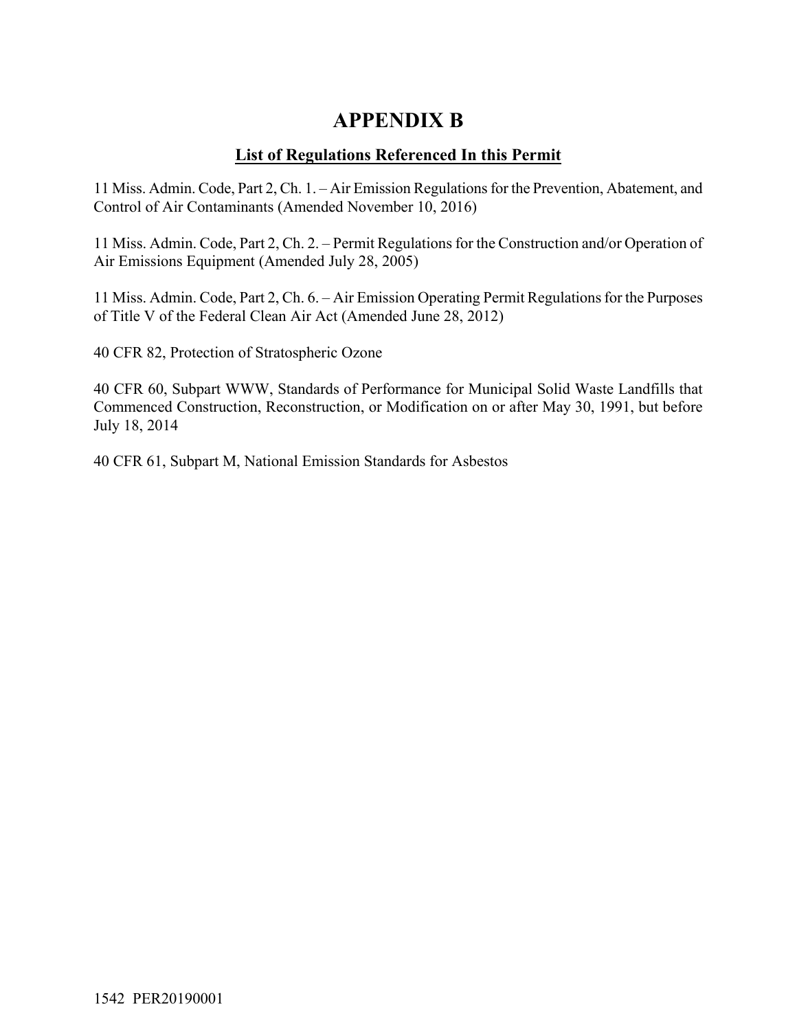# APPENDIX B

## List of Regulations Referenced In this Permit

11 Miss. Admin. Code, Part 2, Ch. 1. – Air Emission Regulations for the Prevention, Abatement, and Control of Air Contaminants (Amended November 10, 2016)

11 Miss. Admin. Code, Part 2, Ch. 2. – Permit Regulations for the Construction and/or Operation of Air Emissions Equipment (Amended July 28, 2005)

11 Miss. Admin. Code, Part 2, Ch. 6. – Air Emission Operating Permit Regulations for the Purposes of Title V of the Federal Clean Air Act (Amended June 28, 2012)

40 CFR 82, Protection of Stratospheric Ozone

40 CFR 60, Subpart WWW, Standards of Performance for Municipal Solid Waste Landfills that Commenced Construction, Reconstruction, or Modification on or after May 30, 1991, but before July 18, 2014

40 CFR 61, Subpart M, National Emission Standards for Asbestos